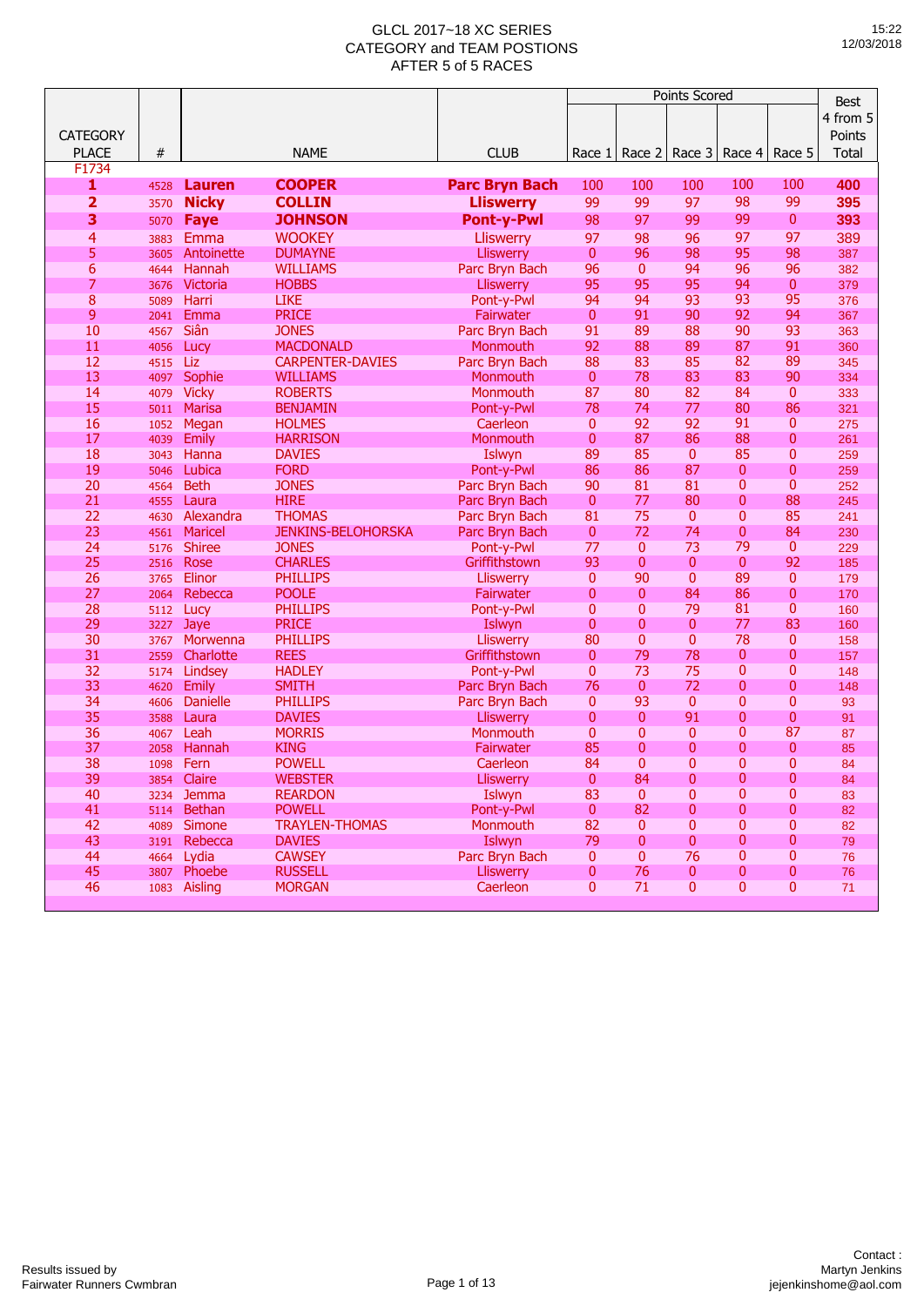# GLCL 2017~18 XC SERIES
## CATEGORY and TEAM POSTIONS
### AFTER 5 of 5 RACES

15:22
12/03/2018

| CATEGORY PLACE | # | NAME | | CLUB | Points Scored Race 1 | Race 2 | Race 3 | Race 4 | Race 5 | Best 4 from 5 Points Total |
|---|---|---|---|---|---|---|---|---|---|---|
| F1734 | | | | | | | | | | |
| **1** | 4528 | **Lauren** | **COOPER** | **Parc Bryn Bach** | 100 | 100 | 100 | 100 | 100 | **400** |
| **2** | 3570 | **Nicky** | **COLLIN** | **Lliswerry** | 99 | 99 | 97 | 98 | 99 | **395** |
| **3** | 5070 | **Faye** | **JOHNSON** | **Pont-y-Pwl** | 98 | 97 | 99 | 99 | 0 | **393** |
| 4 | 3883 | Emma | WOOKEY | Lliswerry | 97 | 98 | 96 | 97 | 97 | 389 |
| 5 | 3605 | Antoinette | DUMAYNE | Lliswerry | 0 | 96 | 98 | 95 | 98 | 387 |
| 6 | 4644 | Hannah | WILLIAMS | Parc Bryn Bach | 96 | 0 | 94 | 96 | 96 | 382 |
| 7 | 3676 | Victoria | HOBBS | Lliswerry | 95 | 95 | 95 | 94 | 0 | 379 |
| 8 | 5089 | Harri | LIKE | Pont-y-Pwl | 94 | 94 | 93 | 93 | 95 | 376 |
| 9 | 2041 | Emma | PRICE | Fairwater | 0 | 91 | 90 | 92 | 94 | 367 |
| 10 | 4567 | Siân | JONES | Parc Bryn Bach | 91 | 89 | 88 | 90 | 93 | 363 |
| 11 | 4056 | Lucy | MACDONALD | Monmouth | 92 | 88 | 89 | 87 | 91 | 360 |
| 12 | 4515 | Liz | CARPENTER-DAVIES | Parc Bryn Bach | 88 | 83 | 85 | 82 | 89 | 345 |
| 13 | 4097 | Sophie | WILLIAMS | Monmouth | 0 | 78 | 83 | 83 | 90 | 334 |
| 14 | 4079 | Vicky | ROBERTS | Monmouth | 87 | 80 | 82 | 84 | 0 | 333 |
| 15 | 5011 | Marisa | BENJAMIN | Pont-y-Pwl | 78 | 74 | 77 | 80 | 86 | 321 |
| 16 | 1052 | Megan | HOLMES | Caerleon | 0 | 92 | 92 | 91 | 0 | 275 |
| 17 | 4039 | Emily | HARRISON | Monmouth | 0 | 87 | 86 | 88 | 0 | 261 |
| 18 | 3043 | Hanna | DAVIES | Islwyn | 89 | 85 | 0 | 85 | 0 | 259 |
| 19 | 5046 | Lubica | FORD | Pont-y-Pwl | 86 | 86 | 87 | 0 | 0 | 259 |
| 20 | 4564 | Beth | JONES | Parc Bryn Bach | 90 | 81 | 81 | 0 | 0 | 252 |
| 21 | 4555 | Laura | HIRE | Parc Bryn Bach | 0 | 77 | 80 | 0 | 88 | 245 |
| 22 | 4630 | Alexandra | THOMAS | Parc Bryn Bach | 81 | 75 | 0 | 0 | 85 | 241 |
| 23 | 4561 | Maricel | JENKINS-BELOHORSKA | Parc Bryn Bach | 0 | 72 | 74 | 0 | 84 | 230 |
| 24 | 5176 | Shiree | JONES | Pont-y-Pwl | 77 | 0 | 73 | 79 | 0 | 229 |
| 25 | 2516 | Rose | CHARLES | Griffithstown | 93 | 0 | 0 | 0 | 92 | 185 |
| 26 | 3765 | Elinor | PHILLIPS | Lliswerry | 0 | 90 | 0 | 89 | 0 | 179 |
| 27 | 2064 | Rebecca | POOLE | Fairwater | 0 | 0 | 84 | 86 | 0 | 170 |
| 28 | 5112 | Lucy | PHILLIPS | Pont-y-Pwl | 0 | 0 | 79 | 81 | 0 | 160 |
| 29 | 3227 | Jaye | PRICE | Islwyn | 0 | 0 | 0 | 77 | 83 | 160 |
| 30 | 3767 | Morwenna | PHILLIPS | Lliswerry | 80 | 0 | 0 | 78 | 0 | 158 |
| 31 | 2559 | Charlotte | REES | Griffithstown | 0 | 79 | 78 | 0 | 0 | 157 |
| 32 | 5174 | Lindsey | HADLEY | Pont-y-Pwl | 0 | 73 | 75 | 0 | 0 | 148 |
| 33 | 4620 | Emily | SMITH | Parc Bryn Bach | 76 | 0 | 72 | 0 | 0 | 148 |
| 34 | 4606 | Danielle | PHILLIPS | Parc Bryn Bach | 0 | 93 | 0 | 0 | 0 | 93 |
| 35 | 3588 | Laura | DAVIES | Lliswerry | 0 | 0 | 91 | 0 | 0 | 91 |
| 36 | 4067 | Leah | MORRIS | Monmouth | 0 | 0 | 0 | 0 | 87 | 87 |
| 37 | 2058 | Hannah | KING | Fairwater | 85 | 0 | 0 | 0 | 0 | 85 |
| 38 | 1098 | Fern | POWELL | Caerleon | 84 | 0 | 0 | 0 | 0 | 84 |
| 39 | 3854 | Claire | WEBSTER | Lliswerry | 0 | 84 | 0 | 0 | 0 | 84 |
| 40 | 3234 | Jemma | REARDON | Islwyn | 83 | 0 | 0 | 0 | 0 | 83 |
| 41 | 5114 | Bethan | POWELL | Pont-y-Pwl | 0 | 82 | 0 | 0 | 0 | 82 |
| 42 | 4089 | Simone | TRAYLEN-THOMAS | Monmouth | 82 | 0 | 0 | 0 | 0 | 82 |
| 43 | 3191 | Rebecca | DAVIES | Islwyn | 79 | 0 | 0 | 0 | 0 | 79 |
| 44 | 4664 | Lydia | CAWSEY | Parc Bryn Bach | 0 | 0 | 76 | 0 | 0 | 76 |
| 45 | 3807 | Phoebe | RUSSELL | Lliswerry | 0 | 76 | 0 | 0 | 0 | 76 |
| 46 | 1083 | Aisling | MORGAN | Caerleon | 0 | 71 | 0 | 0 | 0 | 71 |

Results issued by
Fairwater Runners Cwmbran

Contact :
Martyn Jenkins
jejenkinshome@aol.com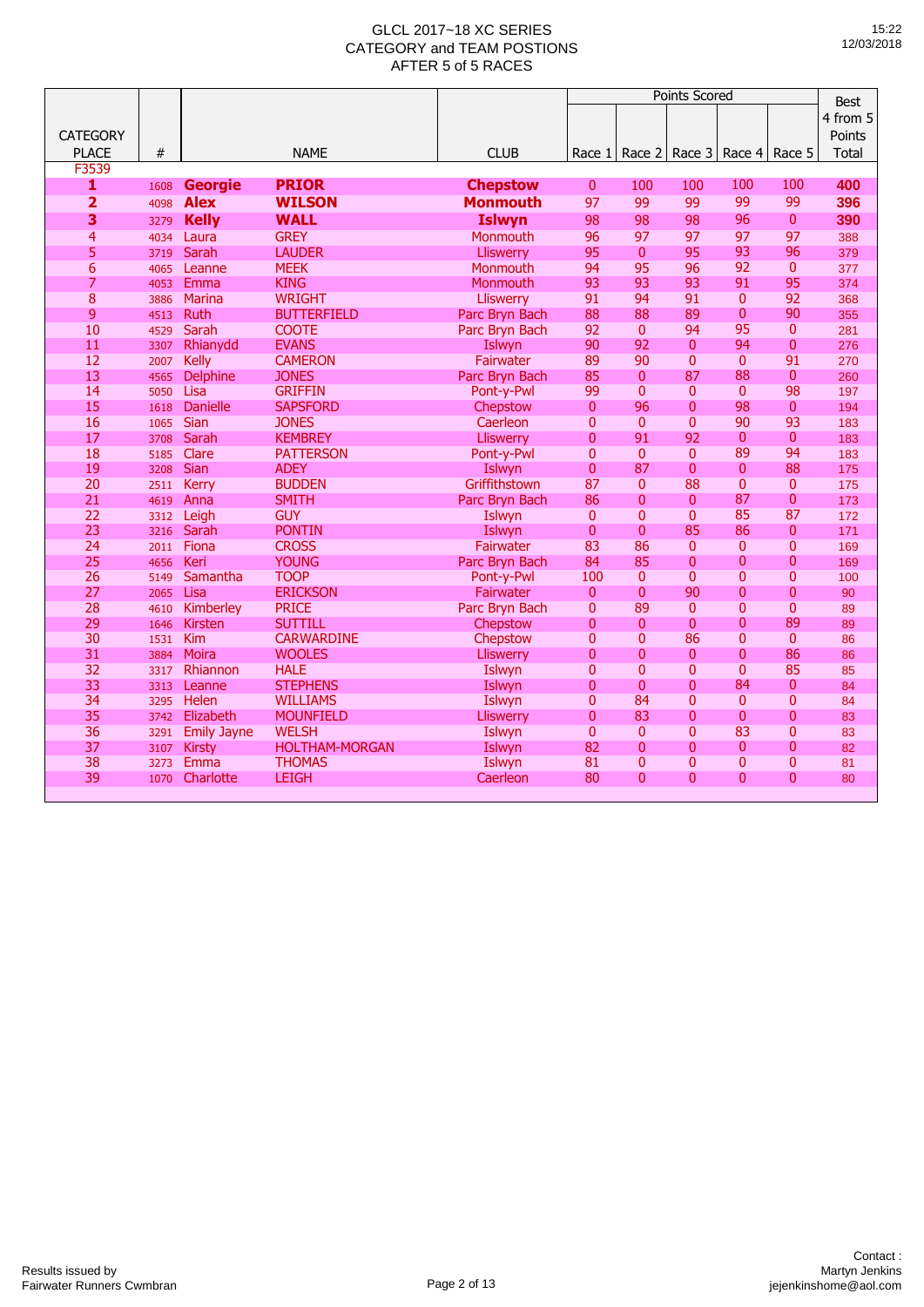# GLCL 2017~18 XC SERIES
## CATEGORY and TEAM POSTIONS
## AFTER 5 of 5 RACES

15:22
12/03/2018

| CATEGORY PLACE | # | NAME | | CLUB | Points Scored Race 1 | Race 2 | Race 3 | Race 4 | Race 5 | Best 4 from 5 Points Total |
|---|---|---|---|---|---|---|---|---|---|---|
| F3539 | | | | | | | | | | |
| **1** | 1608 | **Georgie** | **PRIOR** | **Chepstow** | 0 | 100 | 100 | 100 | 100 | **400** |
| **2** | 4098 | **Alex** | **WILSON** | **Monmouth** | 97 | 99 | 99 | 99 | 99 | **396** |
| **3** | 3279 | **Kelly** | **WALL** | **Islwyn** | 98 | 98 | 98 | 96 | 0 | **390** |
| 4 | 4034 | Laura | GREY | Monmouth | 96 | 97 | 97 | 97 | 97 | 388 |
| 5 | 3719 | Sarah | LAUDER | Lliswerry | 95 | 0 | 95 | 93 | 96 | 379 |
| 6 | 4065 | Leanne | MEEK | Monmouth | 94 | 95 | 96 | 92 | 0 | 377 |
| 7 | 4053 | Emma | KING | Monmouth | 93 | 93 | 93 | 91 | 95 | 374 |
| 8 | 3886 | Marina | WRIGHT | Lliswerry | 91 | 94 | 91 | 0 | 92 | 368 |
| 9 | 4513 | Ruth | BUTTERFIELD | Parc Bryn Bach | 88 | 88 | 89 | 0 | 90 | 355 |
| 10 | 4529 | Sarah | COOTE | Parc Bryn Bach | 92 | 0 | 94 | 95 | 0 | 281 |
| 11 | 3307 | Rhianydd | EVANS | Islwyn | 90 | 92 | 0 | 94 | 0 | 276 |
| 12 | 2007 | Kelly | CAMERON | Fairwater | 89 | 90 | 0 | 0 | 91 | 270 |
| 13 | 4565 | Delphine | JONES | Parc Bryn Bach | 85 | 0 | 87 | 88 | 0 | 260 |
| 14 | 5050 | Lisa | GRIFFIN | Pont-y-Pwl | 99 | 0 | 0 | 0 | 98 | 197 |
| 15 | 1618 | Danielle | SAPSFORD | Chepstow | 0 | 96 | 0 | 98 | 0 | 194 |
| 16 | 1065 | Sian | JONES | Caerleon | 0 | 0 | 0 | 90 | 93 | 183 |
| 17 | 3708 | Sarah | KEMBREY | Lliswerry | 0 | 91 | 92 | 0 | 0 | 183 |
| 18 | 5185 | Clare | PATTERSON | Pont-y-Pwl | 0 | 0 | 0 | 89 | 94 | 183 |
| 19 | 3208 | Sian | ADEY | Islwyn | 0 | 87 | 0 | 0 | 88 | 175 |
| 20 | 2511 | Kerry | BUDDEN | Griffithstown | 87 | 0 | 88 | 0 | 0 | 175 |
| 21 | 4619 | Anna | SMITH | Parc Bryn Bach | 86 | 0 | 0 | 87 | 0 | 173 |
| 22 | 3312 | Leigh | GUY | Islwyn | 0 | 0 | 0 | 85 | 87 | 172 |
| 23 | 3216 | Sarah | PONTIN | Islwyn | 0 | 0 | 85 | 86 | 0 | 171 |
| 24 | 2011 | Fiona | CROSS | Fairwater | 83 | 86 | 0 | 0 | 0 | 169 |
| 25 | 4656 | Keri | YOUNG | Parc Bryn Bach | 84 | 85 | 0 | 0 | 0 | 169 |
| 26 | 5149 | Samantha | TOOP | Pont-y-Pwl | 100 | 0 | 0 | 0 | 0 | 100 |
| 27 | 2065 | Lisa | ERICKSON | Fairwater | 0 | 0 | 90 | 0 | 0 | 90 |
| 28 | 4610 | Kimberley | PRICE | Parc Bryn Bach | 0 | 89 | 0 | 0 | 0 | 89 |
| 29 | 1646 | Kirsten | SUTTILL | Chepstow | 0 | 0 | 0 | 0 | 89 | 89 |
| 30 | 1531 | Kim | CARWARDINE | Chepstow | 0 | 0 | 86 | 0 | 0 | 86 |
| 31 | 3884 | Moira | WOOLES | Lliswerry | 0 | 0 | 0 | 0 | 86 | 86 |
| 32 | 3317 | Rhiannon | HALE | Islwyn | 0 | 0 | 0 | 0 | 85 | 85 |
| 33 | 3313 | Leanne | STEPHENS | Islwyn | 0 | 0 | 0 | 84 | 0 | 84 |
| 34 | 3295 | Helen | WILLIAMS | Islwyn | 0 | 84 | 0 | 0 | 0 | 84 |
| 35 | 3742 | Elizabeth | MOUNFIELD | Lliswerry | 0 | 83 | 0 | 0 | 0 | 83 |
| 36 | 3291 | Emily Jayne | WELSH | Islwyn | 0 | 0 | 0 | 83 | 0 | 83 |
| 37 | 3107 | Kirsty | HOLTHAM-MORGAN | Islwyn | 82 | 0 | 0 | 0 | 0 | 82 |
| 38 | 3273 | Emma | THOMAS | Islwyn | 81 | 0 | 0 | 0 | 0 | 81 |
| 39 | 1070 | Charlotte | LEIGH | Caerleon | 80 | 0 | 0 | 0 | 0 | 80 |

Results issued by
Fairwater Runners Cwmbran

Contact :
Martyn Jenkins
jejenkinshome@aol.com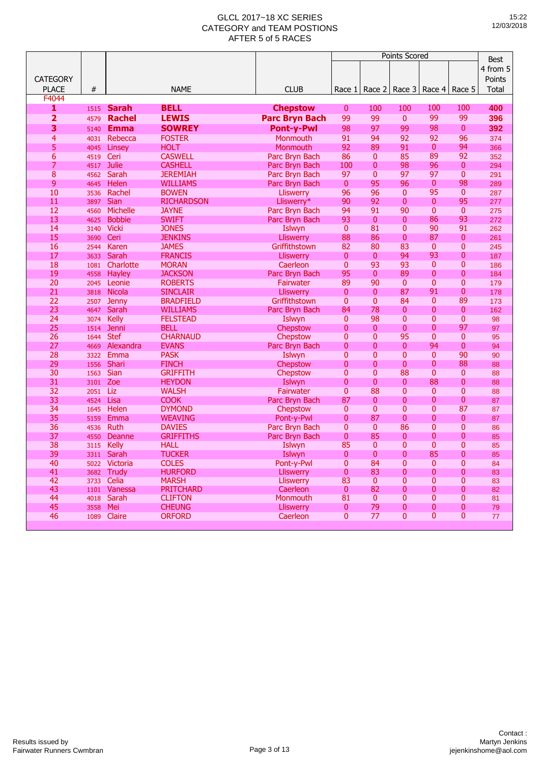# GLCL 2017~18 XC SERIES
## CATEGORY and TEAM POSTIONS
## AFTER 5 of 5 RACES

15:22
12/03/2018

| CATEGORY PLACE | # | NAME | | CLUB | Points Scored Race 1 | Race 2 | Race 3 | Race 4 | Race 5 | Best 4 from 5 Points Total |
|---|---|---|---|---|---|---|---|---|---|---|
| F4044 | | | | | | | | | | |
| **1** | 1515 | **Sarah** | **BELL** | **Chepstow** | 0 | 100 | 100 | 100 | 100 | **400** |
| **2** | 4579 | **Rachel** | **LEWIS** | **Parc Bryn Bach** | 99 | 99 | 0 | 99 | 99 | **396** |
| **3** | 5140 | **Emma** | **SOWREY** | **Pont-y-Pwl** | 98 | 97 | 99 | 98 | 0 | **392** |
| 4 | 4031 | Rebecca | FOSTER | Monmouth | 91 | 94 | 92 | 92 | 96 | 374 |
| 5 | 4045 | Linsey | HOLT | Monmouth | 92 | 89 | 91 | 0 | 94 | 366 |
| 6 | 4519 | Ceri | CASWELL | Parc Bryn Bach | 86 | 0 | 85 | 89 | 92 | 352 |
| 7 | 4517 | Julie | CASHELL | Parc Bryn Bach | 100 | 0 | 98 | 96 | 0 | 294 |
| 8 | 4562 | Sarah | JEREMIAH | Parc Bryn Bach | 97 | 0 | 97 | 97 | 0 | 291 |
| 9 | 4645 | Helen | WILLIAMS | Parc Bryn Bach | 0 | 95 | 96 | 0 | 98 | 289 |
| 10 | 3536 | Rachel | BOWEN | Lliswerry | 96 | 96 | 0 | 95 | 0 | 287 |
| 11 | 3897 | Sian | RICHARDSON | Lliswerry* | 90 | 92 | 0 | 0 | 95 | 277 |
| 12 | 4560 | Michelle | JAYNE | Parc Bryn Bach | 94 | 91 | 90 | 0 | 0 | 275 |
| 13 | 4625 | Bobbie | SWIFT | Parc Bryn Bach | 93 | 0 | 0 | 86 | 93 | 272 |
| 14 | 3140 | Vicki | JONES | Islwyn | 0 | 81 | 0 | 90 | 91 | 262 |
| 15 | 3690 | Ceri | JENKINS | Lliswerry | 88 | 86 | 0 | 87 | 0 | 261 |
| 16 | 2544 | Karen | JAMES | Griffithstown | 82 | 80 | 83 | 0 | 0 | 245 |
| 17 | 3633 | Sarah | FRANCIS | Lliswerry | 0 | 0 | 94 | 93 | 0 | 187 |
| 18 | 1081 | Charlotte | MORAN | Caerleon | 0 | 93 | 93 | 0 | 0 | 186 |
| 19 | 4558 | Hayley | JACKSON | Parc Bryn Bach | 95 | 0 | 89 | 0 | 0 | 184 |
| 20 | 2045 | Leonie | ROBERTS | Fairwater | 89 | 90 | 0 | 0 | 0 | 179 |
| 21 | 3818 | Nicola | SINCLAIR | Lliswerry | 0 | 0 | 87 | 91 | 0 | 178 |
| 22 | 2507 | Jenny | BRADFIELD | Griffithstown | 0 | 0 | 84 | 0 | 89 | 173 |
| 23 | 4647 | Sarah | WILLIAMS | Parc Bryn Bach | 84 | 78 | 0 | 0 | 0 | 162 |
| 24 | 3074 | Kelly | FELSTEAD | Islwyn | 0 | 98 | 0 | 0 | 0 | 98 |
| 25 | 1514 | Jenni | BELL | Chepstow | 0 | 0 | 0 | 0 | 97 | 97 |
| 26 | 1644 | Stef | CHARNAUD | Chepstow | 0 | 0 | 95 | 0 | 0 | 95 |
| 27 | 4669 | Alexandra | EVANS | Parc Bryn Bach | 0 | 0 | 0 | 94 | 0 | 94 |
| 28 | 3322 | Emma | PASK | Islwyn | 0 | 0 | 0 | 0 | 90 | 90 |
| 29 | 1556 | Shari | FINCH | Chepstow | 0 | 0 | 0 | 0 | 88 | 88 |
| 30 | 1563 | Sian | GRIFFITH | Chepstow | 0 | 0 | 88 | 0 | 0 | 88 |
| 31 | 3101 | Zoe | HEYDON | Islwyn | 0 | 0 | 0 | 88 | 0 | 88 |
| 32 | 2051 | Liz | WALSH | Fairwater | 0 | 88 | 0 | 0 | 0 | 88 |
| 33 | 4524 | Lisa | COOK | Parc Bryn Bach | 87 | 0 | 0 | 0 | 0 | 87 |
| 34 | 1645 | Helen | DYMOND | Chepstow | 0 | 0 | 0 | 0 | 87 | 87 |
| 35 | 5159 | Emma | WEAVING | Pont-y-Pwl | 0 | 87 | 0 | 0 | 0 | 87 |
| 36 | 4536 | Ruth | DAVIES | Parc Bryn Bach | 0 | 0 | 86 | 0 | 0 | 86 |
| 37 | 4550 | Deanne | GRIFFITHS | Parc Bryn Bach | 0 | 85 | 0 | 0 | 0 | 85 |
| 38 | 3115 | Kelly | HALL | Islwyn | 85 | 0 | 0 | 0 | 0 | 85 |
| 39 | 3311 | Sarah | TUCKER | Islwyn | 0 | 0 | 0 | 85 | 0 | 85 |
| 40 | 5022 | Victoria | COLES | Pont-y-Pwl | 0 | 84 | 0 | 0 | 0 | 84 |
| 41 | 3682 | Trudy | HURFORD | Lliswerry | 0 | 83 | 0 | 0 | 0 | 83 |
| 42 | 3733 | Celia | MARSH | Lliswerry | 83 | 0 | 0 | 0 | 0 | 83 |
| 43 | 1101 | Vanessa | PRITCHARD | Caerleon | 0 | 82 | 0 | 0 | 0 | 82 |
| 44 | 4018 | Sarah | CLIFTON | Monmouth | 81 | 0 | 0 | 0 | 0 | 81 |
| 45 | 3558 | Mei | CHEUNG | Lliswerry | 0 | 79 | 0 | 0 | 0 | 79 |
| 46 | 1089 | Claire | ORFORD | Caerleon | 0 | 77 | 0 | 0 | 0 | 77 |

Results issued by
Fairwater Runners Cwmbran

Contact :
Martyn Jenkins
jejenkinshome@aol.com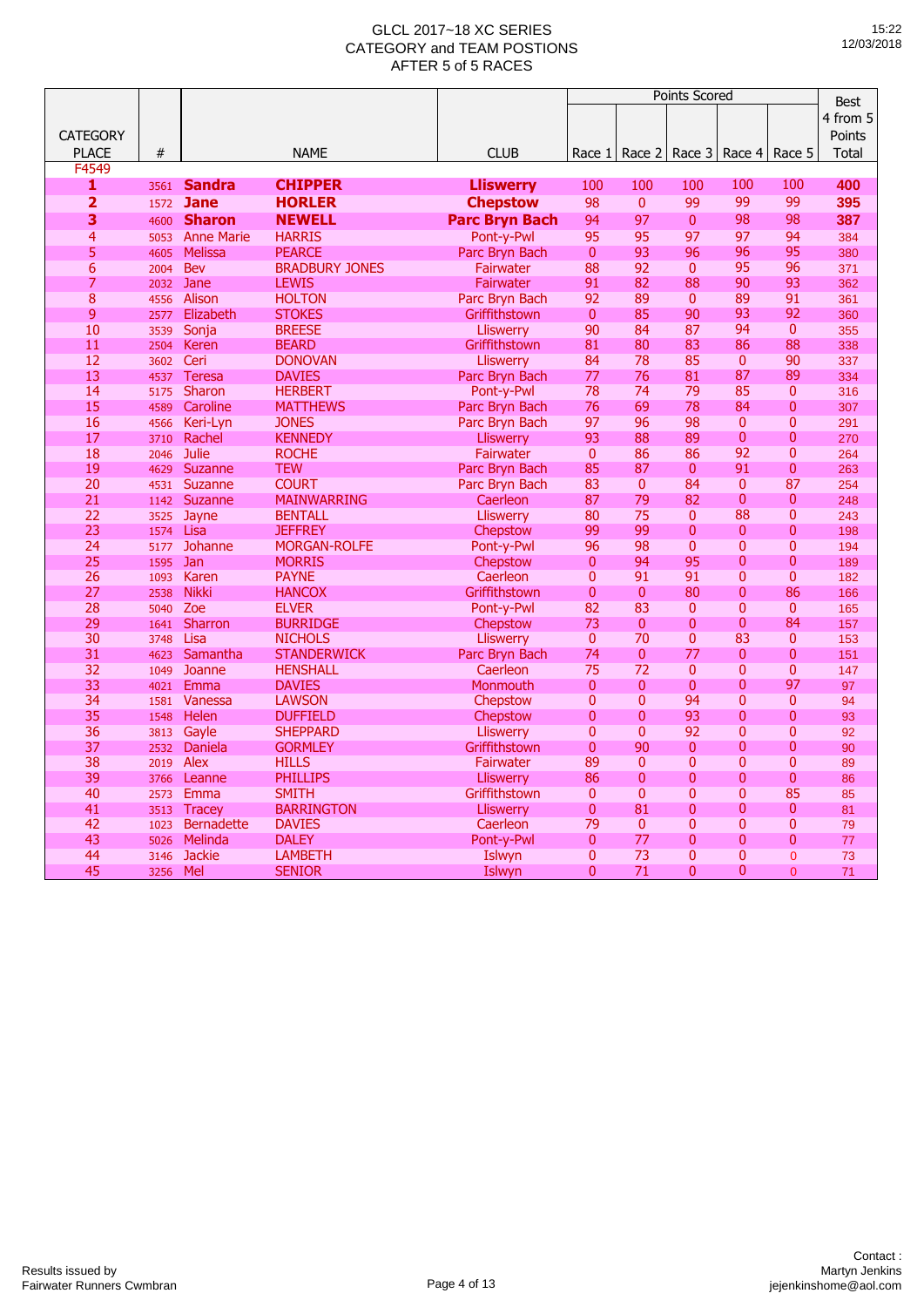# GLCL 2017~18 XC SERIES
## CATEGORY and TEAM POSTIONS
## AFTER 5 of 5 RACES

15:22
12/03/2018

| CATEGORY PLACE | # | NAME | | CLUB | Points Scored Race 1 | Race 2 | Race 3 | Race 4 | Race 5 | Best 4 from 5 Points Total |
|---|---|---|---|---|---|---|---|---|---|---|
| F4549 | | | | | | | | | | |
| **1** | 3561 | **Sandra** | **CHIPPER** | **Lliswerry** | 100 | 100 | 100 | 100 | 100 | **400** |
| **2** | 1572 | **Jane** | **HORLER** | **Chepstow** | 98 | 0 | 99 | 99 | 99 | **395** |
| **3** | 4600 | **Sharon** | **NEWELL** | **Parc Bryn Bach** | 94 | 97 | 0 | 98 | 98 | **387** |
| 4 | 5053 | Anne Marie | HARRIS | Pont-y-Pwl | 95 | 95 | 97 | 97 | 94 | 384 |
| 5 | 4605 | Melissa | PEARCE | Parc Bryn Bach | 0 | 93 | 96 | 96 | 95 | 380 |
| 6 | 2004 | Bev | BRADBURY JONES | Fairwater | 88 | 92 | 0 | 95 | 96 | 371 |
| 7 | 2032 | Jane | LEWIS | Fairwater | 91 | 82 | 88 | 90 | 93 | 362 |
| 8 | 4556 | Alison | HOLTON | Parc Bryn Bach | 92 | 89 | 0 | 89 | 91 | 361 |
| 9 | 2577 | Elizabeth | STOKES | Griffithstown | 0 | 85 | 90 | 93 | 92 | 360 |
| 10 | 3539 | Sonja | BREESE | Lliswerry | 90 | 84 | 87 | 94 | 0 | 355 |
| 11 | 2504 | Keren | BEARD | Griffithstown | 81 | 80 | 83 | 86 | 88 | 338 |
| 12 | 3602 | Ceri | DONOVAN | Lliswerry | 84 | 78 | 85 | 0 | 90 | 337 |
| 13 | 4537 | Teresa | DAVIES | Parc Bryn Bach | 77 | 76 | 81 | 87 | 89 | 334 |
| 14 | 5175 | Sharon | HERBERT | Pont-y-Pwl | 78 | 74 | 79 | 85 | 0 | 316 |
| 15 | 4589 | Caroline | MATTHEWS | Parc Bryn Bach | 76 | 69 | 78 | 84 | 0 | 307 |
| 16 | 4566 | Keri-Lyn | JONES | Parc Bryn Bach | 97 | 96 | 98 | 0 | 0 | 291 |
| 17 | 3710 | Rachel | KENNEDY | Lliswerry | 93 | 88 | 89 | 0 | 0 | 270 |
| 18 | 2046 | Julie | ROCHE | Fairwater | 0 | 86 | 86 | 92 | 0 | 264 |
| 19 | 4629 | Suzanne | TEW | Parc Bryn Bach | 85 | 87 | 0 | 91 | 0 | 263 |
| 20 | 4531 | Suzanne | COURT | Parc Bryn Bach | 83 | 0 | 84 | 0 | 87 | 254 |
| 21 | 1142 | Suzanne | MAINWARRING | Caerleon | 87 | 79 | 82 | 0 | 0 | 248 |
| 22 | 3525 | Jayne | BENTALL | Lliswerry | 80 | 75 | 0 | 88 | 0 | 243 |
| 23 | 1574 | Lisa | JEFFREY | Chepstow | 99 | 99 | 0 | 0 | 0 | 198 |
| 24 | 5177 | Johanne | MORGAN-ROLFE | Pont-y-Pwl | 96 | 98 | 0 | 0 | 0 | 194 |
| 25 | 1595 | Jan | MORRIS | Chepstow | 0 | 94 | 95 | 0 | 0 | 189 |
| 26 | 1093 | Karen | PAYNE | Caerleon | 0 | 91 | 91 | 0 | 0 | 182 |
| 27 | 2538 | Nikki | HANCOX | Griffithstown | 0 | 0 | 80 | 0 | 86 | 166 |
| 28 | 5040 | Zoe | ELVER | Pont-y-Pwl | 82 | 83 | 0 | 0 | 0 | 165 |
| 29 | 1641 | Sharron | BURRIDGE | Chepstow | 73 | 0 | 0 | 0 | 84 | 157 |
| 30 | 3748 | Lisa | NICHOLS | Lliswerry | 0 | 70 | 0 | 83 | 0 | 153 |
| 31 | 4623 | Samantha | STANDERWICK | Parc Bryn Bach | 74 | 0 | 77 | 0 | 0 | 151 |
| 32 | 1049 | Joanne | HENSHALL | Caerleon | 75 | 72 | 0 | 0 | 0 | 147 |
| 33 | 4021 | Emma | DAVIES | Monmouth | 0 | 0 | 0 | 0 | 97 | 97 |
| 34 | 1581 | Vanessa | LAWSON | Chepstow | 0 | 0 | 94 | 0 | 0 | 94 |
| 35 | 1548 | Helen | DUFFIELD | Chepstow | 0 | 0 | 93 | 0 | 0 | 93 |
| 36 | 3813 | Gayle | SHEPPARD | Lliswerry | 0 | 0 | 92 | 0 | 0 | 92 |
| 37 | 2532 | Daniela | GORMLEY | Griffithstown | 0 | 90 | 0 | 0 | 0 | 90 |
| 38 | 2019 | Alex | HILLS | Fairwater | 89 | 0 | 0 | 0 | 0 | 89 |
| 39 | 3766 | Leanne | PHILLIPS | Lliswerry | 86 | 0 | 0 | 0 | 0 | 86 |
| 40 | 2573 | Emma | SMITH | Griffithstown | 0 | 0 | 0 | 0 | 85 | 85 |
| 41 | 3513 | Tracey | BARRINGTON | Lliswerry | 0 | 81 | 0 | 0 | 0 | 81 |
| 42 | 1023 | Bernadette | DAVIES | Caerleon | 79 | 0 | 0 | 0 | 0 | 79 |
| 43 | 5026 | Melinda | DALEY | Pont-y-Pwl | 0 | 77 | 0 | 0 | 0 | 77 |
| 44 | 3146 | Jackie | LAMBETH | Islwyn | 0 | 73 | 0 | 0 | 0 | 73 |
| 45 | 3256 | Mel | SENIOR | Islwyn | 0 | 71 | 0 | 0 | 0 | 71 |

Results issued by
Fairwater Runners Cwmbran

Contact :
Martyn Jenkins
jejenkinshome@aol.com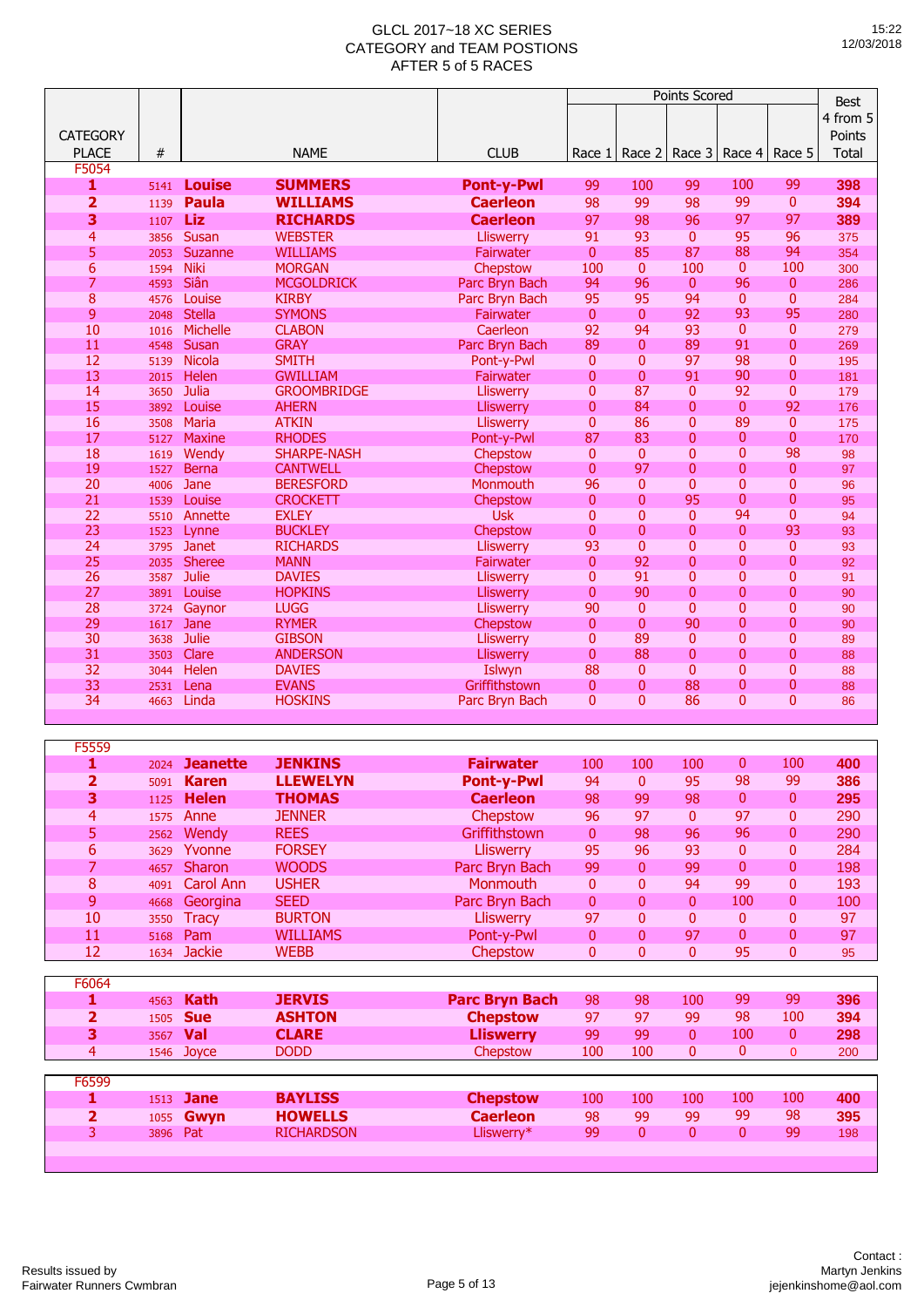# GLCL 2017~18 XC SERIES
## CATEGORY and TEAM POSTIONS
## AFTER 5 of 5 RACES

15:22
12/03/2018

| CATEGORY PLACE | # | NAME | | CLUB | Race 1 | Race 2 | Race 3 | Race 4 | Race 5 | Best 4 from 5 Points Total |
|---|---|---|---|---|---|---|---|---|---|---|
| F5054 | | | | | | | | | | |
| **1** | 5141 | **Louise** | **SUMMERS** | **Pont-y-Pwl** | 99 | 100 | 99 | 100 | 99 | **398** |
| **2** | 1139 | **Paula** | **WILLIAMS** | **Caerleon** | 98 | 99 | 98 | 99 | 0 | **394** |
| **3** | 1107 | **Liz** | **RICHARDS** | **Caerleon** | 97 | 98 | 96 | 97 | 97 | **389** |
| 4 | 3856 | Susan | WEBSTER | Lliswerry | 91 | 93 | 0 | 95 | 96 | 375 |
| 5 | 2053 | Suzanne | WILLIAMS | Fairwater | 0 | 85 | 87 | 88 | 94 | 354 |
| 6 | 1594 | Niki | MORGAN | Chepstow | 100 | 0 | 100 | 0 | 100 | 300 |
| 7 | 4593 | Siân | MCGOLDRICK | Parc Bryn Bach | 94 | 96 | 0 | 96 | 0 | 286 |
| 8 | 4576 | Louise | KIRBY | Parc Bryn Bach | 95 | 95 | 94 | 0 | 0 | 284 |
| 9 | 2048 | Stella | SYMONS | Fairwater | 0 | 0 | 92 | 93 | 95 | 280 |
| 10 | 1016 | Michelle | CLABON | Caerleon | 92 | 94 | 93 | 0 | 0 | 279 |
| 11 | 4548 | Susan | GRAY | Parc Bryn Bach | 89 | 0 | 89 | 91 | 0 | 269 |
| 12 | 5139 | Nicola | SMITH | Pont-y-Pwl | 0 | 0 | 97 | 98 | 0 | 195 |
| 13 | 2015 | Helen | GWILLIAM | Fairwater | 0 | 0 | 91 | 90 | 0 | 181 |
| 14 | 3650 | Julia | GROOMBRIDGE | Lliswerry | 0 | 87 | 0 | 92 | 0 | 179 |
| 15 | 3892 | Louise | AHERN | Lliswerry | 0 | 84 | 0 | 0 | 92 | 176 |
| 16 | 3508 | Maria | ATKIN | Lliswerry | 0 | 86 | 0 | 89 | 0 | 175 |
| 17 | 5127 | Maxine | RHODES | Pont-y-Pwl | 87 | 83 | 0 | 0 | 0 | 170 |
| 18 | 1619 | Wendy | SHARPE-NASH | Chepstow | 0 | 0 | 0 | 0 | 98 | 98 |
| 19 | 1527 | Berna | CANTWELL | Chepstow | 0 | 97 | 0 | 0 | 0 | 97 |
| 20 | 4006 | Jane | BERESFORD | Monmouth | 96 | 0 | 0 | 0 | 0 | 96 |
| 21 | 1539 | Louise | CROCKETT | Chepstow | 0 | 0 | 95 | 0 | 0 | 95 |
| 22 | 5510 | Annette | EXLEY | Usk | 0 | 0 | 0 | 94 | 0 | 94 |
| 23 | 1523 | Lynne | BUCKLEY | Chepstow | 0 | 0 | 0 | 0 | 93 | 93 |
| 24 | 3795 | Janet | RICHARDS | Lliswerry | 93 | 0 | 0 | 0 | 0 | 93 |
| 25 | 2035 | Sheree | MANN | Fairwater | 0 | 92 | 0 | 0 | 0 | 92 |
| 26 | 3587 | Julie | DAVIES | Lliswerry | 0 | 91 | 0 | 0 | 0 | 91 |
| 27 | 3891 | Louise | HOPKINS | Lliswerry | 0 | 90 | 0 | 0 | 0 | 90 |
| 28 | 3724 | Gaynor | LUGG | Lliswerry | 90 | 0 | 0 | 0 | 0 | 90 |
| 29 | 1617 | Jane | RYMER | Chepstow | 0 | 0 | 90 | 0 | 0 | 90 |
| 30 | 3638 | Julie | GIBSON | Lliswerry | 0 | 89 | 0 | 0 | 0 | 89 |
| 31 | 3503 | Clare | ANDERSON | Lliswerry | 0 | 88 | 0 | 0 | 0 | 88 |
| 32 | 3044 | Helen | DAVIES | Islwyn | 88 | 0 | 0 | 0 | 0 | 88 |
| 33 | 2531 | Lena | EVANS | Griffithstown | 0 | 0 | 88 | 0 | 0 | 88 |
| 34 | 4663 | Linda | HOSKINS | Parc Bryn Bach | 0 | 0 | 86 | 0 | 0 | 86 |
| F5559 | | | | | | | | | | |
| **1** | 2024 | **Jeanette** | **JENKINS** | **Fairwater** | 100 | 100 | 100 | 0 | 100 | **400** |
| **2** | 5091 | **Karen** | **LLEWELYN** | **Pont-y-Pwl** | 94 | 0 | 95 | 98 | 99 | **386** |
| **3** | 1125 | **Helen** | **THOMAS** | **Caerleon** | 98 | 99 | 98 | 0 | 0 | **295** |
| 4 | 1575 | Anne | JENNER | Chepstow | 96 | 97 | 0 | 97 | 0 | 290 |
| 5 | 2562 | Wendy | REES | Griffithstown | 0 | 98 | 96 | 96 | 0 | 290 |
| 6 | 3629 | Yvonne | FORSEY | Lliswerry | 95 | 96 | 93 | 0 | 0 | 284 |
| 7 | 4657 | Sharon | WOODS | Parc Bryn Bach | 99 | 0 | 99 | 0 | 0 | 198 |
| 8 | 4091 | Carol Ann | USHER | Monmouth | 0 | 0 | 94 | 99 | 0 | 193 |
| 9 | 4668 | Georgina | SEED | Parc Bryn Bach | 0 | 0 | 0 | 100 | 0 | 100 |
| 10 | 3550 | Tracy | BURTON | Lliswerry | 97 | 0 | 0 | 0 | 0 | 97 |
| 11 | 5168 | Pam | WILLIAMS | Pont-y-Pwl | 0 | 0 | 97 | 0 | 0 | 97 |
| 12 | 1634 | Jackie | WEBB | Chepstow | 0 | 0 | 0 | 95 | 0 | 95 |
| F6064 | | | | | | | | | | |
| **1** | 4563 | **Kath** | **JERVIS** | **Parc Bryn Bach** | 98 | 98 | 100 | 99 | 99 | **396** |
| **2** | 1505 | **Sue** | **ASHTON** | **Chepstow** | 97 | 97 | 99 | 98 | 100 | **394** |
| **3** | 3567 | **Val** | **CLARE** | **Lliswerry** | 99 | 99 | 0 | 100 | 0 | **298** |
| 4 | 1546 | Joyce | DODD | Chepstow | 100 | 100 | 0 | 0 | 0 | 200 |
| F6599 | | | | | | | | | | |
| **1** | 1513 | **Jane** | **BAYLISS** | **Chepstow** | 100 | 100 | 100 | 100 | 100 | **400** |
| **2** | 1055 | **Gwyn** | **HOWELLS** | **Caerleon** | 98 | 99 | 99 | 99 | 98 | **395** |
| 3 | 3896 | Pat | RICHARDSON | Lliswerry* | 99 | 0 | 0 | 0 | 99 | 198 |

Results issued by
Fairwater Runners Cwmbran

Contact :
Martyn Jenkins
jejenkinshome@aol.com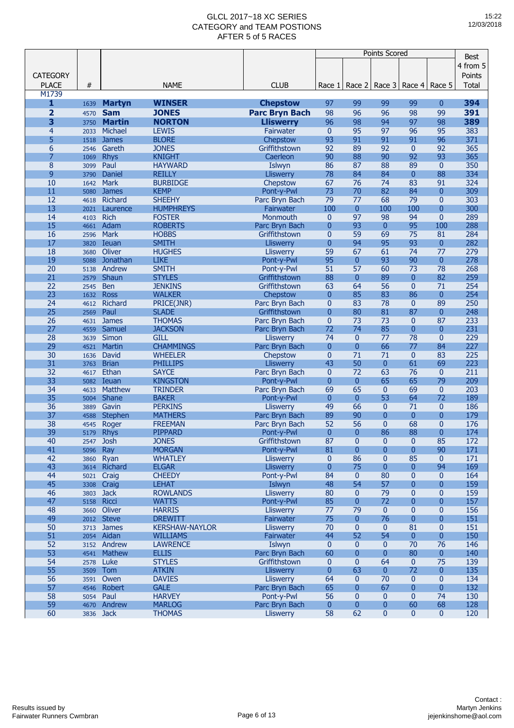# GLCL 2017~18 XC SERIES
## CATEGORY and TEAM POSTIONS
## AFTER 5 of 5 RACES

15:22
12/03/2018

| CATEGORY PLACE | # | | NAME | CLUB | Points Scored Race 1 | Race 2 | Race 3 | Race 4 | Race 5 | Best 4 from 5 Points Total |
|---|---|---|---|---|---|---|---|---|---|---|
| M1739 | | | | | | | | | | |
| **1** | 1639 | **Martyn** | **WINSER** | **Chepstow** | 97 | 99 | 99 | 99 | 0 | **394** |
| **2** | 4570 | **Sam** | **JONES** | **Parc Bryn Bach** | 98 | 96 | 96 | 98 | 99 | **391** |
| **3** | 3750 | **Martin** | **NORTON** | **Lliswerry** | 96 | 98 | 94 | 97 | 98 | **389** |
| 4 | 2033 | Michael | LEWIS | Fairwater | 0 | 95 | 97 | 96 | 95 | 383 |
| 5 | 1518 | James | BLORE | Chepstow | 93 | 91 | 91 | 91 | 96 | 371 |
| 6 | 2546 | Gareth | JONES | Griffithstown | 92 | 89 | 92 | 0 | 92 | 365 |
| 7 | 1069 | Rhys | KNIGHT | Caerleon | 90 | 88 | 90 | 92 | 93 | 365 |
| 8 | 3099 | Paul | HAYWARD | Islwyn | 86 | 87 | 88 | 89 | 0 | 350 |
| 9 | 3790 | Daniel | REILLY | Lliswerry | 78 | 84 | 84 | 0 | 88 | 334 |
| 10 | 1642 | Mark | BURBIDGE | Chepstow | 67 | 76 | 74 | 83 | 91 | 324 |
| 11 | 5080 | James | KEMP | Pont-y-Pwl | 73 | 70 | 82 | 84 | 0 | 309 |
| 12 | 4618 | Richard | SHEEHY | Parc Bryn Bach | 79 | 77 | 68 | 79 | 0 | 303 |
| 13 | 2021 | Laurence | HUMPHREYS | Fairwater | 100 | 0 | 100 | 100 | 0 | 300 |
| 14 | 4103 | Rich | FOSTER | Monmouth | 0 | 97 | 98 | 94 | 0 | 289 |
| 15 | 4661 | Adam | ROBERTS | Parc Bryn Bach | 0 | 93 | 0 | 95 | 100 | 288 |
| 16 | 2596 | Mark | HOBBS | Griffithstown | 0 | 59 | 69 | 75 | 81 | 284 |
| 17 | 3820 | Ieuan | SMITH | Lliswerry | 0 | 94 | 95 | 93 | 0 | 282 |
| 18 | 3680 | Oliver | HUGHES | Lliswerry | 59 | 67 | 61 | 74 | 77 | 279 |
| 19 | 5088 | Jonathan | LIKE | Pont-y-Pwl | 95 | 0 | 93 | 90 | 0 | 278 |
| 20 | 5138 | Andrew | SMITH | Pont-y-Pwl | 51 | 57 | 60 | 73 | 78 | 268 |
| 21 | 2579 | Shaun | STYLES | Griffithstown | 88 | 0 | 89 | 0 | 82 | 259 |
| 22 | 2545 | Ben | JENKINS | Griffithstown | 63 | 64 | 56 | 0 | 71 | 254 |
| 23 | 1632 | Ross | WALKER | Chepstow | 0 | 85 | 83 | 86 | 0 | 254 |
| 24 | 4612 | Richard | PRICE(JNR) | Parc Bryn Bach | 0 | 83 | 78 | 0 | 89 | 250 |
| 25 | 2569 | Paul | SLADE | Griffithstown | 0 | 80 | 81 | 87 | 0 | 248 |
| 26 | 4631 | James | THOMAS | Parc Bryn Bach | 0 | 73 | 73 | 0 | 87 | 233 |
| 27 | 4559 | Samuel | JACKSON | Parc Bryn Bach | 72 | 74 | 85 | 0 | 0 | 231 |
| 28 | 3639 | Simon | GILL | Lliswerry | 74 | 0 | 77 | 78 | 0 | 229 |
| 29 | 4521 | Martin | CHAMMINGS | Parc Bryn Bach | 0 | 0 | 66 | 77 | 84 | 227 |
| 30 | 1636 | David | WHEELER | Chepstow | 0 | 71 | 71 | 0 | 83 | 225 |
| 31 | 3763 | Brian | PHILLIPS | Lliswerry | 43 | 50 | 0 | 61 | 69 | 223 |
| 32 | 4617 | Ethan | SAYCE | Parc Bryn Bach | 0 | 72 | 63 | 76 | 0 | 211 |
| 33 | 5082 | Ieuan | KINGSTON | Pont-y-Pwl | 0 | 0 | 65 | 65 | 79 | 209 |
| 34 | 4633 | Matthew | TRINDER | Parc Bryn Bach | 69 | 65 | 0 | 69 | 0 | 203 |
| 35 | 5004 | Shane | BAKER | Pont-y-Pwl | 0 | 0 | 53 | 64 | 72 | 189 |
| 36 | 3889 | Gavin | PERKINS | Lliswerry | 49 | 66 | 0 | 71 | 0 | 186 |
| 37 | 4588 | Stephen | MATHERS | Parc Bryn Bach | 89 | 90 | 0 | 0 | 0 | 179 |
| 38 | 4545 | Roger | FREEMAN | Parc Bryn Bach | 52 | 56 | 0 | 68 | 0 | 176 |
| 39 | 5179 | Rhys | PIPPARD | Pont-y-Pwl | 0 | 0 | 86 | 88 | 0 | 174 |
| 40 | 2547 | Josh | JONES | Griffithstown | 87 | 0 | 0 | 0 | 85 | 172 |
| 41 | 5096 | Ray | MORGAN | Pont-y-Pwl | 81 | 0 | 0 | 0 | 90 | 171 |
| 42 | 3860 | Ryan | WHATLEY | Lliswerry | 0 | 86 | 0 | 85 | 0 | 171 |
| 43 | 3614 | Richard | ELGAR | Lliswerry | 0 | 75 | 0 | 0 | 94 | 169 |
| 44 | 5021 | Craig | CHEEDY | Pont-y-Pwl | 84 | 0 | 80 | 0 | 0 | 164 |
| 45 | 3308 | Craig | LEHAT | Islwyn | 48 | 54 | 57 | 0 | 0 | 159 |
| 46 | 3803 | Jack | ROWLANDS | Lliswerry | 80 | 0 | 79 | 0 | 0 | 159 |
| 47 | 5158 | Ricci | WATTS | Pont-y-Pwl | 85 | 0 | 72 | 0 | 0 | 157 |
| 48 | 3660 | Oliver | HARRIS | Lliswerry | 77 | 79 | 0 | 0 | 0 | 156 |
| 49 | 2012 | Steve | DREWITT | Fairwater | 75 | 0 | 76 | 0 | 0 | 151 |
| 50 | 3713 | James | KERSHAW-NAYLOR | Lliswerry | 70 | 0 | 0 | 81 | 0 | 151 |
| 51 | 2054 | Aidan | WILLIAMS | Fairwater | 44 | 52 | 54 | 0 | 0 | 150 |
| 52 | 3152 | Andrew | LAWRENCE | Islwyn | 0 | 0 | 0 | 70 | 76 | 146 |
| 53 | 4541 | Mathew | ELLIS | Parc Bryn Bach | 60 | 0 | 0 | 80 | 0 | 140 |
| 54 | 2578 | Luke | STYLES | Griffithstown | 0 | 0 | 64 | 0 | 75 | 139 |
| 55 | 3509 | Tom | ATKIN | Lliswerry | 0 | 63 | 0 | 72 | 0 | 135 |
| 56 | 3591 | Owen | DAVIES | Lliswerry | 64 | 0 | 70 | 0 | 0 | 134 |
| 57 | 4546 | Robert | GALE | Parc Bryn Bach | 65 | 0 | 67 | 0 | 0 | 132 |
| 58 | 5054 | Paul | HARVEY | Pont-y-Pwl | 56 | 0 | 0 | 0 | 74 | 130 |
| 59 | 4670 | Andrew | MARLOG | Parc Bryn Bach | 0 | 0 | 0 | 60 | 68 | 128 |
| 60 | 3836 | Jack | THOMAS | Lliswerry | 58 | 62 | 0 | 0 | 0 | 120 |

Results issued by
Fairwater Runners Cwmbran

Contact :
Martyn Jenkins
jejenkinshome@aol.com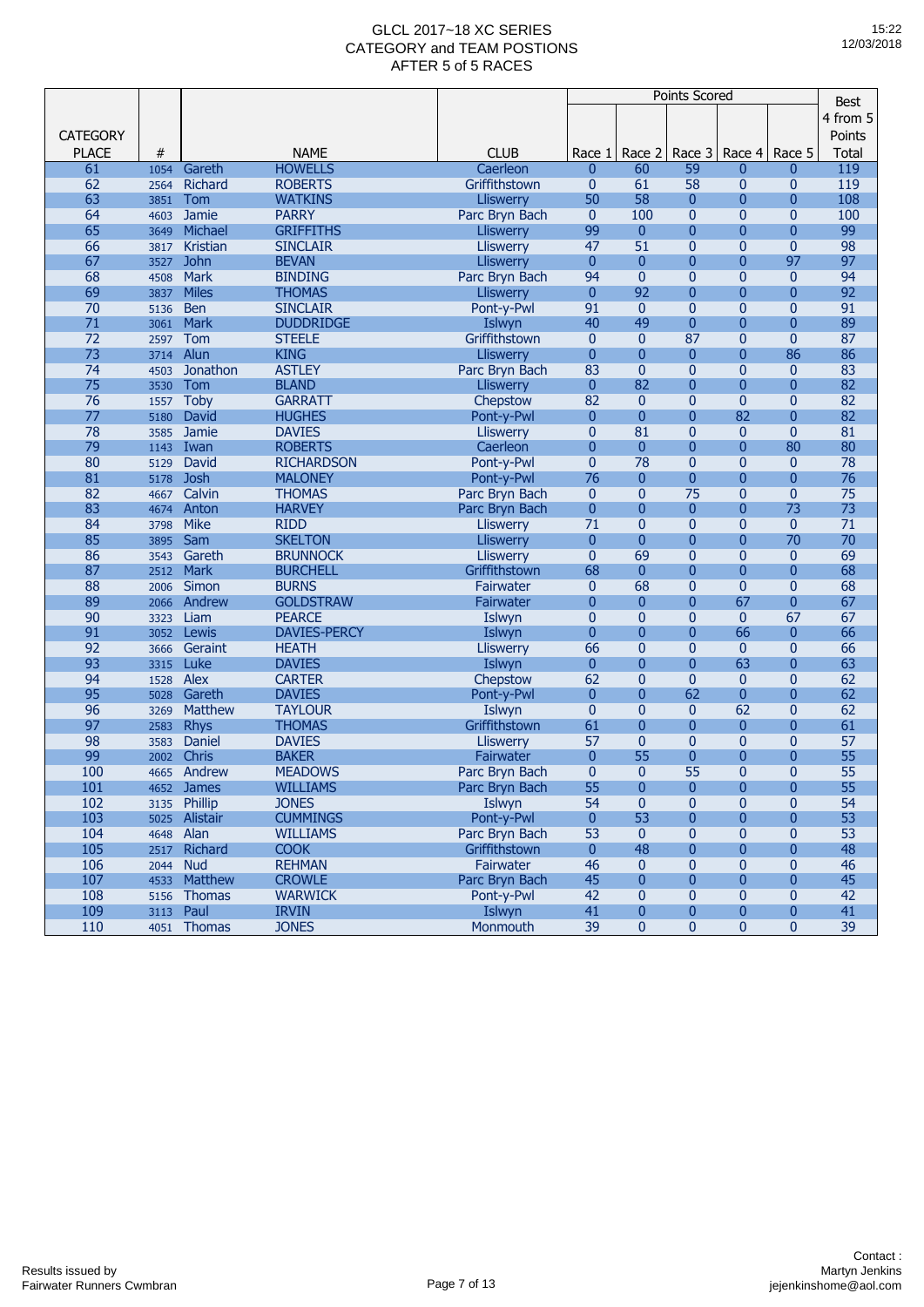# GLCL 2017~18 XC SERIES
# CATEGORY and TEAM POSTIONS
# AFTER 5 of 5 RACES

15:22
12/03/2018

| CATEGORY PLACE | # | NAME | | CLUB | Points Scored Race 1 | Race 2 | Race 3 | Race 4 | Race 5 | Best 4 from 5 Points Total |
|---|---|---|---|---|---|---|---|---|---|---|
| 61 | 1054 | Gareth | HOWELLS | Caerleon | 0 | 60 | 59 | 0 | 0 | 119 |
| 62 | 2564 | Richard | ROBERTS | Griffithstown | 0 | 61 | 58 | 0 | 0 | 119 |
| 63 | 3851 | Tom | WATKINS | Lliswerry | 50 | 58 | 0 | 0 | 0 | 108 |
| 64 | 4603 | Jamie | PARRY | Parc Bryn Bach | 0 | 100 | 0 | 0 | 0 | 100 |
| 65 | 3649 | Michael | GRIFFITHS | Lliswerry | 99 | 0 | 0 | 0 | 0 | 99 |
| 66 | 3817 | Kristian | SINCLAIR | Lliswerry | 47 | 51 | 0 | 0 | 0 | 98 |
| 67 | 3527 | John | BEVAN | Lliswerry | 0 | 0 | 0 | 0 | 97 | 97 |
| 68 | 4508 | Mark | BINDING | Parc Bryn Bach | 94 | 0 | 0 | 0 | 0 | 94 |
| 69 | 3837 | Miles | THOMAS | Lliswerry | 0 | 92 | 0 | 0 | 0 | 92 |
| 70 | 5136 | Ben | SINCLAIR | Pont-y-Pwl | 91 | 0 | 0 | 0 | 0 | 91 |
| 71 | 3061 | Mark | DUDDRIDGE | Islwyn | 40 | 49 | 0 | 0 | 0 | 89 |
| 72 | 2597 | Tom | STEELE | Griffithstown | 0 | 0 | 87 | 0 | 0 | 87 |
| 73 | 3714 | Alun | KING | Lliswerry | 0 | 0 | 0 | 0 | 86 | 86 |
| 74 | 4503 | Jonathon | ASTLEY | Parc Bryn Bach | 83 | 0 | 0 | 0 | 0 | 83 |
| 75 | 3530 | Tom | BLAND | Lliswerry | 0 | 82 | 0 | 0 | 0 | 82 |
| 76 | 1557 | Toby | GARRATT | Chepstow | 82 | 0 | 0 | 0 | 0 | 82 |
| 77 | 5180 | David | HUGHES | Pont-y-Pwl | 0 | 0 | 0 | 82 | 0 | 82 |
| 78 | 3585 | Jamie | DAVIES | Lliswerry | 0 | 81 | 0 | 0 | 0 | 81 |
| 79 | 1143 | Iwan | ROBERTS | Caerleon | 0 | 0 | 0 | 0 | 80 | 80 |
| 80 | 5129 | David | RICHARDSON | Pont-y-Pwl | 0 | 78 | 0 | 0 | 0 | 78 |
| 81 | 5178 | Josh | MALONEY | Pont-y-Pwl | 76 | 0 | 0 | 0 | 0 | 76 |
| 82 | 4667 | Calvin | THOMAS | Parc Bryn Bach | 0 | 0 | 75 | 0 | 0 | 75 |
| 83 | 4674 | Anton | HARVEY | Parc Bryn Bach | 0 | 0 | 0 | 0 | 73 | 73 |
| 84 | 3798 | Mike | RIDD | Lliswerry | 71 | 0 | 0 | 0 | 0 | 71 |
| 85 | 3895 | Sam | SKELTON | Lliswerry | 0 | 0 | 0 | 0 | 70 | 70 |
| 86 | 3543 | Gareth | BRUNNOCK | Lliswerry | 0 | 69 | 0 | 0 | 0 | 69 |
| 87 | 2512 | Mark | BURCHELL | Griffithstown | 68 | 0 | 0 | 0 | 0 | 68 |
| 88 | 2006 | Simon | BURNS | Fairwater | 0 | 68 | 0 | 0 | 0 | 68 |
| 89 | 2066 | Andrew | GOLDSTRAW | Fairwater | 0 | 0 | 0 | 67 | 0 | 67 |
| 90 | 3323 | Liam | PEARCE | Islwyn | 0 | 0 | 0 | 0 | 67 | 67 |
| 91 | 3052 | Lewis | DAVIES-PERCY | Islwyn | 0 | 0 | 0 | 66 | 0 | 66 |
| 92 | 3666 | Geraint | HEATH | Lliswerry | 66 | 0 | 0 | 0 | 0 | 66 |
| 93 | 3315 | Luke | DAVIES | Islwyn | 0 | 0 | 0 | 63 | 0 | 63 |
| 94 | 1528 | Alex | CARTER | Chepstow | 62 | 0 | 0 | 0 | 0 | 62 |
| 95 | 5028 | Gareth | DAVIES | Pont-y-Pwl | 0 | 0 | 62 | 0 | 0 | 62 |
| 96 | 3269 | Matthew | TAYLOUR | Islwyn | 0 | 0 | 0 | 62 | 0 | 62 |
| 97 | 2583 | Rhys | THOMAS | Griffithstown | 61 | 0 | 0 | 0 | 0 | 61 |
| 98 | 3583 | Daniel | DAVIES | Lliswerry | 57 | 0 | 0 | 0 | 0 | 57 |
| 99 | 2002 | Chris | BAKER | Fairwater | 0 | 55 | 0 | 0 | 0 | 55 |
| 100 | 4665 | Andrew | MEADOWS | Parc Bryn Bach | 0 | 0 | 55 | 0 | 0 | 55 |
| 101 | 4652 | James | WILLIAMS | Parc Bryn Bach | 55 | 0 | 0 | 0 | 0 | 55 |
| 102 | 3135 | Phillip | JONES | Islwyn | 54 | 0 | 0 | 0 | 0 | 54 |
| 103 | 5025 | Alistair | CUMMINGS | Pont-y-Pwl | 0 | 53 | 0 | 0 | 0 | 53 |
| 104 | 4648 | Alan | WILLIAMS | Parc Bryn Bach | 53 | 0 | 0 | 0 | 0 | 53 |
| 105 | 2517 | Richard | COOK | Griffithstown | 0 | 48 | 0 | 0 | 0 | 48 |
| 106 | 2044 | Nud | REHMAN | Fairwater | 46 | 0 | 0 | 0 | 0 | 46 |
| 107 | 4533 | Matthew | CROWLE | Parc Bryn Bach | 45 | 0 | 0 | 0 | 0 | 45 |
| 108 | 5156 | Thomas | WARWICK | Pont-y-Pwl | 42 | 0 | 0 | 0 | 0 | 42 |
| 109 | 3113 | Paul | IRVIN | Islwyn | 41 | 0 | 0 | 0 | 0 | 41 |
| 110 | 4051 | Thomas | JONES | Monmouth | 39 | 0 | 0 | 0 | 0 | 39 |

Results issued by
Fairwater Runners Cwmbran

Contact :
Martyn Jenkins
jejenkinshome@aol.com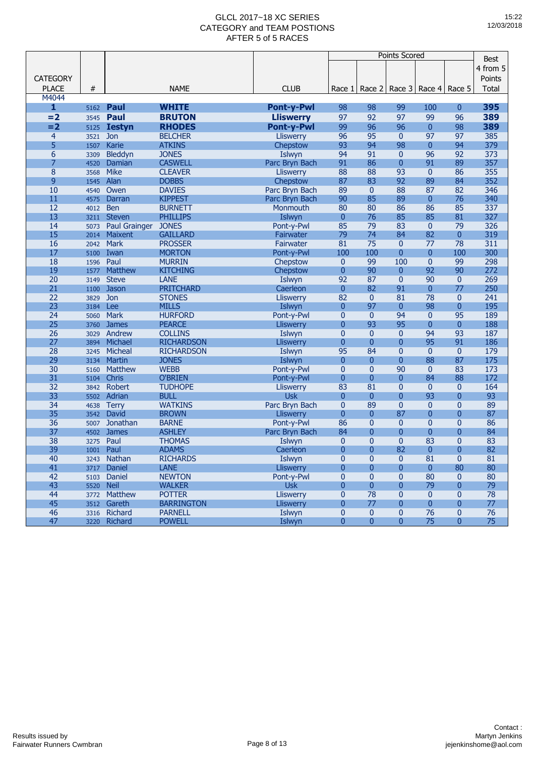# GLCL 2017~18 XC SERIES
## CATEGORY and TEAM POSTIONS
## AFTER 5 of 5 RACES

15:22
12/03/2018

| CATEGORY PLACE | # | NAME | | CLUB | Points Scored Race 1 | Race 2 | Race 3 | Race 4 | Race 5 | Best 4 from 5 Points Total |
|---|---|---|---|---|---|---|---|---|---|---|
| M4044 | | | | | | | | | | |
| **1** | 5162 | **Paul** | **WHITE** | **Pont-y-Pwl** | 98 | 98 | 99 | 100 | 0 | **395** |
| **=2** | 3545 | **Paul** | **BRUTON** | **Lliswerry** | 97 | 92 | 97 | 99 | 96 | **389** |
| **=2** | 5125 | **Iestyn** | **RHODES** | **Pont-y-Pwl** | 99 | 96 | 96 | 0 | 98 | **389** |
| 4 | 3521 | Jon | BELCHER | Lliswerry | 96 | 95 | 0 | 97 | 97 | 385 |
| 5 | 1507 | Karie | ATKINS | Chepstow | 93 | 94 | 98 | 0 | 94 | 379 |
| 6 | 3309 | Bleddyn | JONES | Islwyn | 94 | 91 | 0 | 96 | 92 | 373 |
| 7 | 4520 | Damian | CASWELL | Parc Bryn Bach | 91 | 86 | 0 | 91 | 89 | 357 |
| 8 | 3568 | Mike | CLEAVER | Lliswerry | 88 | 88 | 93 | 0 | 86 | 355 |
| 9 | 1545 | Alan | DOBBS | Chepstow | 87 | 83 | 92 | 89 | 84 | 352 |
| 10 | 4540 | Owen | DAVIES | Parc Bryn Bach | 89 | 0 | 88 | 87 | 82 | 346 |
| 11 | 4575 | Darran | KIPPEST | Parc Bryn Bach | 90 | 85 | 89 | 0 | 76 | 340 |
| 12 | 4012 | Ben | BURNETT | Monmouth | 80 | 80 | 86 | 86 | 85 | 337 |
| 13 | 3211 | Steven | PHILLIPS | Islwyn | 0 | 76 | 85 | 85 | 81 | 327 |
| 14 | 5073 | Paul Grainger | JONES | Pont-y-Pwl | 85 | 79 | 83 | 0 | 79 | 326 |
| 15 | 2014 | Maixent | GAILLARD | Fairwater | 79 | 74 | 84 | 82 | 0 | 319 |
| 16 | 2042 | Mark | PROSSER | Fairwater | 81 | 75 | 0 | 77 | 78 | 311 |
| 17 | 5100 | Iwan | MORTON | Pont-y-Pwl | 100 | 100 | 0 | 0 | 100 | 300 |
| 18 | 1596 | Paul | MURRIN | Chepstow | 0 | 99 | 100 | 0 | 99 | 298 |
| 19 | 1577 | Matthew | KITCHING | Chepstow | 0 | 90 | 0 | 92 | 90 | 272 |
| 20 | 3149 | Steve | LANE | Islwyn | 92 | 87 | 0 | 90 | 0 | 269 |
| 21 | 1100 | Jason | PRITCHARD | Caerleon | 0 | 82 | 91 | 0 | 77 | 250 |
| 22 | 3829 | Jon | STONES | Lliswerry | 82 | 0 | 81 | 78 | 0 | 241 |
| 23 | 3184 | Lee | MILLS | Islwyn | 0 | 97 | 0 | 98 | 0 | 195 |
| 24 | 5060 | Mark | HURFORD | Pont-y-Pwl | 0 | 0 | 94 | 0 | 95 | 189 |
| 25 | 3760 | James | PEARCE | Lliswerry | 0 | 93 | 95 | 0 | 0 | 188 |
| 26 | 3029 | Andrew | COLLINS | Islwyn | 0 | 0 | 0 | 94 | 93 | 187 |
| 27 | 3894 | Michael | RICHARDSON | Lliswerry | 0 | 0 | 0 | 95 | 91 | 186 |
| 28 | 3245 | Micheal | RICHARDSON | Islwyn | 95 | 84 | 0 | 0 | 0 | 179 |
| 29 | 3134 | Martin | JONES | Islwyn | 0 | 0 | 0 | 88 | 87 | 175 |
| 30 | 5160 | Matthew | WEBB | Pont-y-Pwl | 0 | 0 | 90 | 0 | 83 | 173 |
| 31 | 5104 | Chris | O'BRIEN | Pont-y-Pwl | 0 | 0 | 0 | 84 | 88 | 172 |
| 32 | 3842 | Robert | TUDHOPE | Lliswerry | 83 | 81 | 0 | 0 | 0 | 164 |
| 33 | 5502 | Adrian | BULL | Usk | 0 | 0 | 0 | 93 | 0 | 93 |
| 34 | 4638 | Terry | WATKINS | Parc Bryn Bach | 0 | 89 | 0 | 0 | 0 | 89 |
| 35 | 3542 | David | BROWN | Lliswerry | 0 | 0 | 87 | 0 | 0 | 87 |
| 36 | 5007 | Jonathan | BARNE | Pont-y-Pwl | 86 | 0 | 0 | 0 | 0 | 86 |
| 37 | 4502 | James | ASHLEY | Parc Bryn Bach | 84 | 0 | 0 | 0 | 0 | 84 |
| 38 | 3275 | Paul | THOMAS | Islwyn | 0 | 0 | 0 | 83 | 0 | 83 |
| 39 | 1001 | Paul | ADAMS | Caerleon | 0 | 0 | 82 | 0 | 0 | 82 |
| 40 | 3243 | Nathan | RICHARDS | Islwyn | 0 | 0 | 0 | 81 | 0 | 81 |
| 41 | 3717 | Daniel | LANE | Lliswerry | 0 | 0 | 0 | 0 | 80 | 80 |
| 42 | 5103 | Daniel | NEWTON | Pont-y-Pwl | 0 | 0 | 0 | 80 | 0 | 80 |
| 43 | 5520 | Neil | WALKER | Usk | 0 | 0 | 0 | 79 | 0 | 79 |
| 44 | 3772 | Matthew | POTTER | Lliswerry | 0 | 78 | 0 | 0 | 0 | 78 |
| 45 | 3512 | Gareth | BARRINGTON | Lliswerry | 0 | 77 | 0 | 0 | 0 | 77 |
| 46 | 3316 | Richard | PARNELL | Islwyn | 0 | 0 | 0 | 76 | 0 | 76 |
| 47 | 3220 | Richard | POWELL | Islwyn | 0 | 0 | 0 | 75 | 0 | 75 |

Results issued by
Fairwater Runners Cwmbran

Contact :
Martyn Jenkins
jejenkinshome@aol.com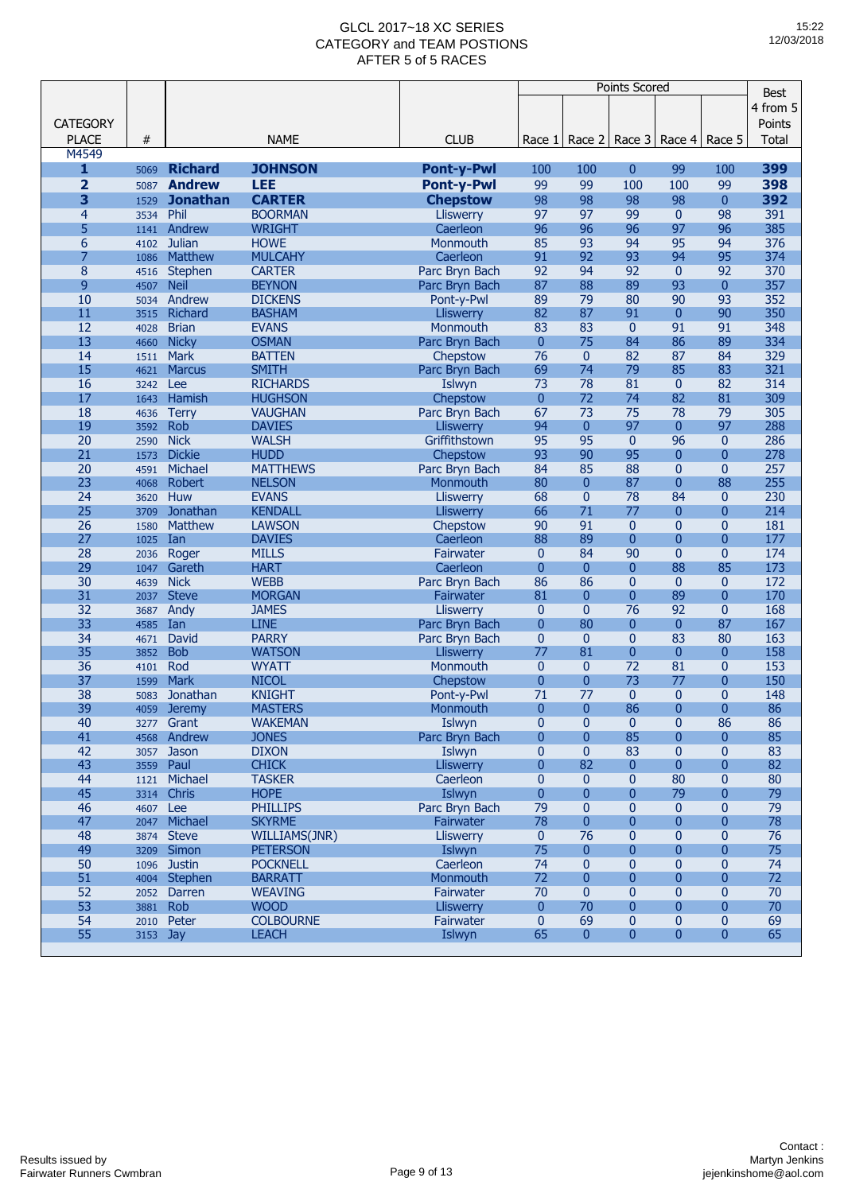# GLCL 2017~18 XC SERIES
## CATEGORY and TEAM POSTIONS
## AFTER 5 of 5 RACES

15:22
12/03/2018

| CATEGORY PLACE | # | | NAME | CLUB | Points Scored Race 1 | Race 2 | Race 3 | Race 4 | Race 5 | Best 4 from 5 Points Total |
|---|---|---|---|---|---|---|---|---|---|---|
| M4549 | | | | | | | | | | |
| **1** | 5069 | **Richard** | **JOHNSON** | **Pont-y-Pwl** | 100 | 100 | 0 | 99 | 100 | **399** |
| **2** | 5087 | **Andrew** | **LEE** | **Pont-y-Pwl** | 99 | 99 | 100 | 100 | 99 | **398** |
| **3** | 1529 | **Jonathan** | **CARTER** | **Chepstow** | 98 | 98 | 98 | 98 | 0 | **392** |
| 4 | 3534 | Phil | BOORMAN | Lliswerry | 97 | 97 | 99 | 0 | 98 | 391 |
| 5 | 1141 | Andrew | WRIGHT | Caerleon | 96 | 96 | 96 | 97 | 96 | 385 |
| 6 | 4102 | Julian | HOWE | Monmouth | 85 | 93 | 94 | 95 | 94 | 376 |
| 7 | 1086 | Matthew | MULCAHY | Caerleon | 91 | 92 | 93 | 94 | 95 | 374 |
| 8 | 4516 | Stephen | CARTER | Parc Bryn Bach | 92 | 94 | 92 | 0 | 92 | 370 |
| 9 | 4507 | Neil | BEYNON | Parc Bryn Bach | 87 | 88 | 89 | 93 | 0 | 357 |
| 10 | 5034 | Andrew | DICKENS | Pont-y-Pwl | 89 | 79 | 80 | 90 | 93 | 352 |
| 11 | 3515 | Richard | BASHAM | Lliswerry | 82 | 87 | 91 | 0 | 90 | 350 |
| 12 | 4028 | Brian | EVANS | Monmouth | 83 | 83 | 0 | 91 | 91 | 348 |
| 13 | 4660 | Nicky | OSMAN | Parc Bryn Bach | 0 | 75 | 84 | 86 | 89 | 334 |
| 14 | 1511 | Mark | BATTEN | Chepstow | 76 | 0 | 82 | 87 | 84 | 329 |
| 15 | 4621 | Marcus | SMITH | Parc Bryn Bach | 69 | 74 | 79 | 85 | 83 | 321 |
| 16 | 3242 | Lee | RICHARDS | Islwyn | 73 | 78 | 81 | 0 | 82 | 314 |
| 17 | 1643 | Hamish | HUGHSON | Chepstow | 0 | 72 | 74 | 82 | 81 | 309 |
| 18 | 4636 | Terry | VAUGHAN | Parc Bryn Bach | 67 | 73 | 75 | 78 | 79 | 305 |
| 19 | 3592 | Rob | DAVIES | Lliswerry | 94 | 0 | 97 | 0 | 97 | 288 |
| 20 | 2590 | Nick | WALSH | Griffithstown | 95 | 95 | 0 | 96 | 0 | 286 |
| 21 | 1573 | Dickie | HUDD | Chepstow | 93 | 90 | 95 | 0 | 0 | 278 |
| 20 | 4591 | Michael | MATTHEWS | Parc Bryn Bach | 84 | 85 | 88 | 0 | 0 | 257 |
| 23 | 4068 | Robert | NELSON | Monmouth | 80 | 0 | 87 | 0 | 88 | 255 |
| 24 | 3620 | Huw | EVANS | Lliswerry | 68 | 0 | 78 | 84 | 0 | 230 |
| 25 | 3709 | Jonathan | KENDALL | Lliswerry | 66 | 71 | 77 | 0 | 0 | 214 |
| 26 | 1580 | Matthew | LAWSON | Chepstow | 90 | 91 | 0 | 0 | 0 | 181 |
| 27 | 1025 | Ian | DAVIES | Caerleon | 88 | 89 | 0 | 0 | 0 | 177 |
| 28 | 2036 | Roger | MILLS | Fairwater | 0 | 84 | 90 | 0 | 0 | 174 |
| 29 | 1047 | Gareth | HART | Caerleon | 0 | 0 | 0 | 88 | 85 | 173 |
| 30 | 4639 | Nick | WEBB | Parc Bryn Bach | 86 | 86 | 0 | 0 | 0 | 172 |
| 31 | 2037 | Steve | MORGAN | Fairwater | 81 | 0 | 0 | 89 | 0 | 170 |
| 32 | 3687 | Andy | JAMES | Lliswerry | 0 | 0 | 76 | 92 | 0 | 168 |
| 33 | 4585 | Ian | LINE | Parc Bryn Bach | 0 | 80 | 0 | 0 | 87 | 167 |
| 34 | 4671 | David | PARRY | Parc Bryn Bach | 0 | 0 | 0 | 83 | 80 | 163 |
| 35 | 3852 | Bob | WATSON | Lliswerry | 77 | 81 | 0 | 0 | 0 | 158 |
| 36 | 4101 | Rod | WYATT | Monmouth | 0 | 0 | 72 | 81 | 0 | 153 |
| 37 | 1599 | Mark | NICOL | Chepstow | 0 | 0 | 73 | 77 | 0 | 150 |
| 38 | 5083 | Jonathan | KNIGHT | Pont-y-Pwl | 71 | 77 | 0 | 0 | 0 | 148 |
| 39 | 4059 | Jeremy | MASTERS | Monmouth | 0 | 0 | 86 | 0 | 0 | 86 |
| 40 | 3277 | Grant | WAKEMAN | Islwyn | 0 | 0 | 0 | 0 | 86 | 86 |
| 41 | 4568 | Andrew | JONES | Parc Bryn Bach | 0 | 0 | 85 | 0 | 0 | 85 |
| 42 | 3057 | Jason | DIXON | Islwyn | 0 | 0 | 83 | 0 | 0 | 83 |
| 43 | 3559 | Paul | CHICK | Lliswerry | 0 | 82 | 0 | 0 | 0 | 82 |
| 44 | 1121 | Michael | TASKER | Caerleon | 0 | 0 | 0 | 80 | 0 | 80 |
| 45 | 3314 | Chris | HOPE | Islwyn | 0 | 0 | 0 | 79 | 0 | 79 |
| 46 | 4607 | Lee | PHILLIPS | Parc Bryn Bach | 79 | 0 | 0 | 0 | 0 | 79 |
| 47 | 2047 | Michael | SKYRME | Fairwater | 78 | 0 | 0 | 0 | 0 | 78 |
| 48 | 3874 | Steve | WILLIAMS(JNR) | Lliswerry | 0 | 76 | 0 | 0 | 0 | 76 |
| 49 | 3209 | Simon | PETERSON | Islwyn | 75 | 0 | 0 | 0 | 0 | 75 |
| 50 | 1096 | Justin | POCKNELL | Caerleon | 74 | 0 | 0 | 0 | 0 | 74 |
| 51 | 4004 | Stephen | BARRATT | Monmouth | 72 | 0 | 0 | 0 | 0 | 72 |
| 52 | 2052 | Darren | WEAVING | Fairwater | 70 | 0 | 0 | 0 | 0 | 70 |
| 53 | 3881 | Rob | WOOD | Lliswerry | 0 | 70 | 0 | 0 | 0 | 70 |
| 54 | 2010 | Peter | COLBOURNE | Fairwater | 0 | 69 | 0 | 0 | 0 | 69 |
| 55 | 3153 | Jay | LEACH | Islwyn | 65 | 0 | 0 | 0 | 0 | 65 |

Results issued by
Fairwater Runners Cwmbran

Contact :
Martyn Jenkins
jejenkinshome@aol.com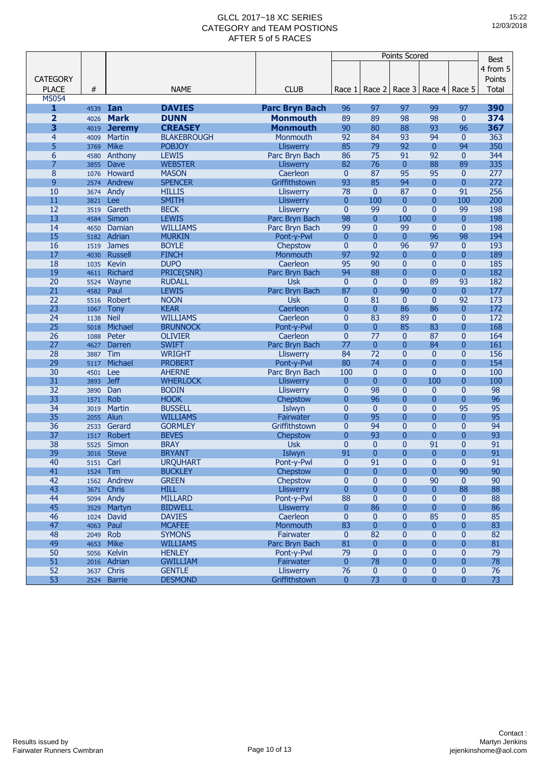# GLCL 2017~18 XC SERIES
## CATEGORY and TEAM POSTIONS
### AFTER 5 of 5 RACES

15:22
12/03/2018

| CATEGORY PLACE | # | NAME | | CLUB | Points Scored Race 1 | Race 2 | Race 3 | Race 4 | Race 5 | Best 4 from 5 Points Total |
|---|---|---|---|---|---|---|---|---|---|---|
| M5054 | | | | | | | | | | |
| **1** | 4539 | **Ian** | **DAVIES** | **Parc Bryn Bach** | 96 | 97 | 97 | 99 | 97 | **390** |
| **2** | 4026 | **Mark** | **DUNN** | **Monmouth** | 89 | 89 | 98 | 98 | 0 | **374** |
| **3** | 4019 | **Jeremy** | **CREASEY** | **Monmouth** | 90 | 80 | 88 | 93 | 96 | **367** |
| 4 | 4009 | Martin | BLAKEBROUGH | Monmouth | 92 | 84 | 93 | 94 | 0 | 363 |
| 5 | 3769 | Mike | POBJOY | Lliswerry | 85 | 79 | 92 | 0 | 94 | 350 |
| 6 | 4580 | Anthony | LEWIS | Parc Bryn Bach | 86 | 75 | 91 | 92 | 0 | 344 |
| 7 | 3855 | Dave | WEBSTER | Lliswerry | 82 | 76 | 0 | 88 | 89 | 335 |
| 8 | 1076 | Howard | MASON | Caerleon | 0 | 87 | 95 | 95 | 0 | 277 |
| 9 | 2574 | Andrew | SPENCER | Griffithstown | 93 | 85 | 94 | 0 | 0 | 272 |
| 10 | 3674 | Andy | HILLIS | Lliswerry | 78 | 0 | 87 | 0 | 91 | 256 |
| 11 | 3821 | Lee | SMITH | Lliswerry | 0 | 100 | 0 | 0 | 100 | 200 |
| 12 | 3519 | Gareth | BECK | Lliswerry | 0 | 99 | 0 | 0 | 99 | 198 |
| 13 | 4584 | Simon | LEWIS | Parc Bryn Bach | 98 | 0 | 100 | 0 | 0 | 198 |
| 14 | 4650 | Damian | WILLIAMS | Parc Bryn Bach | 99 | 0 | 99 | 0 | 0 | 198 |
| 15 | 5182 | Adrian | MURKIN | Pont-y-Pwl | 0 | 0 | 0 | 96 | 98 | 194 |
| 16 | 1519 | James | BOYLE | Chepstow | 0 | 0 | 96 | 97 | 0 | 193 |
| 17 | 4030 | Russell | FINCH | Monmouth | 97 | 92 | 0 | 0 | 0 | 189 |
| 18 | 1035 | Kevin | DUPO | Caerleon | 95 | 90 | 0 | 0 | 0 | 185 |
| 19 | 4611 | Richard | PRICE(SNR) | Parc Bryn Bach | 94 | 88 | 0 | 0 | 0 | 182 |
| 20 | 5524 | Wayne | RUDALL | Usk | 0 | 0 | 0 | 89 | 93 | 182 |
| 21 | 4582 | Paul | LEWIS | Parc Bryn Bach | 87 | 0 | 90 | 0 | 0 | 177 |
| 22 | 5516 | Robert | NOON | Usk | 0 | 81 | 0 | 0 | 92 | 173 |
| 23 | 1067 | Tony | KEAR | Caerleon | 0 | 0 | 86 | 86 | 0 | 172 |
| 24 | 1138 | Neil | WILLIAMS | Caerleon | 0 | 83 | 89 | 0 | 0 | 172 |
| 25 | 5018 | Michael | BRUNNOCK | Pont-y-Pwl | 0 | 0 | 85 | 83 | 0 | 168 |
| 26 | 1088 | Peter | OLIVIER | Caerleon | 0 | 77 | 0 | 87 | 0 | 164 |
| 27 | 4627 | Darren | SWIFT | Parc Bryn Bach | 77 | 0 | 0 | 84 | 0 | 161 |
| 28 | 3887 | Tim | WRIGHT | Lliswerry | 84 | 72 | 0 | 0 | 0 | 156 |
| 29 | 5117 | Michael | PROBERT | Pont-y-Pwl | 80 | 74 | 0 | 0 | 0 | 154 |
| 30 | 4501 | Lee | AHERNE | Parc Bryn Bach | 100 | 0 | 0 | 0 | 0 | 100 |
| 31 | 3893 | Jeff | WHERLOCK | Lliswerry | 0 | 0 | 0 | 100 | 0 | 100 |
| 32 | 3890 | Dan | BODIN | Lliswerry | 0 | 98 | 0 | 0 | 0 | 98 |
| 33 | 1571 | Rob | HOOK | Chepstow | 0 | 96 | 0 | 0 | 0 | 96 |
| 34 | 3019 | Martin | BUSSELL | Islwyn | 0 | 0 | 0 | 0 | 95 | 95 |
| 35 | 2055 | Alun | WILLIAMS | Fairwater | 0 | 95 | 0 | 0 | 0 | 95 |
| 36 | 2533 | Gerard | GORMLEY | Griffithstown | 0 | 94 | 0 | 0 | 0 | 94 |
| 37 | 1517 | Robert | BEVES | Chepstow | 0 | 93 | 0 | 0 | 0 | 93 |
| 38 | 5525 | Simon | BRAY | Usk | 0 | 0 | 0 | 91 | 0 | 91 |
| 39 | 3016 | Steve | BRYANT | Islwyn | 91 | 0 | 0 | 0 | 0 | 91 |
| 40 | 5151 | Carl | URQUHART | Pont-y-Pwl | 0 | 91 | 0 | 0 | 0 | 91 |
| 41 | 1524 | Tim | BUCKLEY | Chepstow | 0 | 0 | 0 | 0 | 90 | 90 |
| 42 | 1562 | Andrew | GREEN | Chepstow | 0 | 0 | 0 | 90 | 0 | 90 |
| 43 | 3671 | Chris | HILL | Lliswerry | 0 | 0 | 0 | 0 | 88 | 88 |
| 44 | 5094 | Andy | MILLARD | Pont-y-Pwl | 88 | 0 | 0 | 0 | 0 | 88 |
| 45 | 3529 | Martyn | BIDWELL | Lliswerry | 0 | 86 | 0 | 0 | 0 | 86 |
| 46 | 1024 | David | DAVIES | Caerleon | 0 | 0 | 0 | 85 | 0 | 85 |
| 47 | 4063 | Paul | MCAFEE | Monmouth | 83 | 0 | 0 | 0 | 0 | 83 |
| 48 | 2049 | Rob | SYMONS | Fairwater | 0 | 82 | 0 | 0 | 0 | 82 |
| 49 | 4653 | Mike | WILLIAMS | Parc Bryn Bach | 81 | 0 | 0 | 0 | 0 | 81 |
| 50 | 5056 | Kelvin | HENLEY | Pont-y-Pwl | 79 | 0 | 0 | 0 | 0 | 79 |
| 51 | 2016 | Adrian | GWILLIAM | Fairwater | 0 | 78 | 0 | 0 | 0 | 78 |
| 52 | 3637 | Chris | GENTLE | Lliswerry | 76 | 0 | 0 | 0 | 0 | 76 |
| 53 | 2524 | Barrie | DESMOND | Griffithstown | 0 | 73 | 0 | 0 | 0 | 73 |

Results issued by
Fairwater Runners Cwmbran

Contact :
Martyn Jenkins
jejenkinshome@aol.com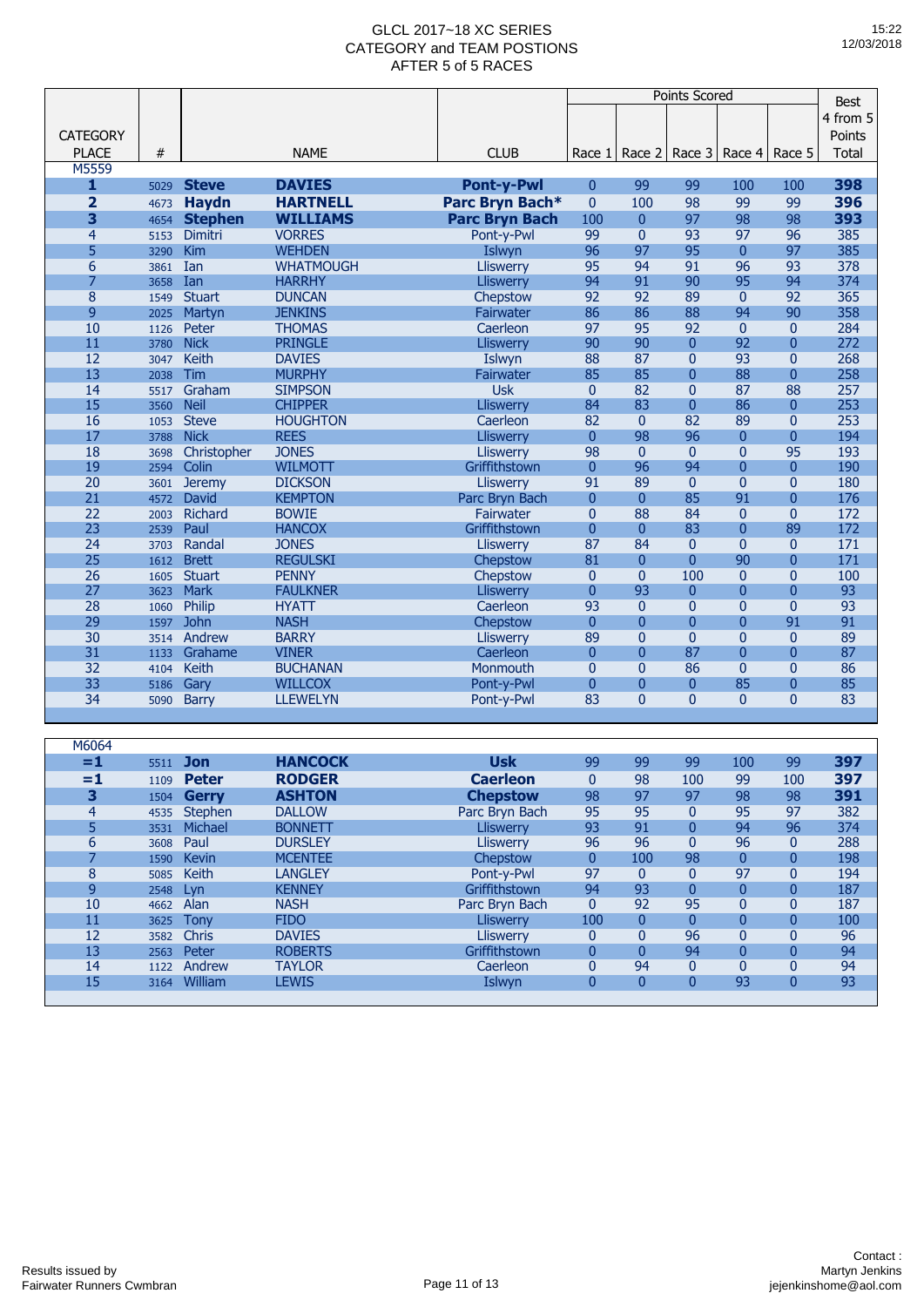# GLCL 2017~18 XC SERIES
## CATEGORY and TEAM POSTIONS
## AFTER 5 of 5 RACES

15:22
12/03/2018

| CATEGORY PLACE | # | NAME | | CLUB | Points Scored Race 1 | Race 2 | Race 3 | Race 4 | Race 5 | Best 4 from 5 Points Total |
|---|---|---|---|---|---|---|---|---|---|---|
| M5559 | | | | | | | | | | |
| **1** | 5029 | **Steve** | **DAVIES** | **Pont-y-Pwl** | 0 | 99 | 99 | 100 | 100 | **398** |
| **2** | 4673 | **Haydn** | **HARTNELL** | **Parc Bryn Bach*** | 0 | 100 | 98 | 99 | 99 | **396** |
| **3** | 4654 | **Stephen** | **WILLIAMS** | **Parc Bryn Bach** | 100 | 0 | 97 | 98 | 98 | **393** |
| 4 | 5153 | Dimitri | VORRES | Pont-y-Pwl | 99 | 0 | 93 | 97 | 96 | 385 |
| 5 | 3290 | Kim | WEHDEN | Islwyn | 96 | 97 | 95 | 0 | 97 | 385 |
| 6 | 3861 | Ian | WHATMOUGH | Lliswerry | 95 | 94 | 91 | 96 | 93 | 378 |
| 7 | 3658 | Ian | HARRHY | Lliswerry | 94 | 91 | 90 | 95 | 94 | 374 |
| 8 | 1549 | Stuart | DUNCAN | Chepstow | 92 | 92 | 89 | 0 | 92 | 365 |
| 9 | 2025 | Martyn | JENKINS | Fairwater | 86 | 86 | 88 | 94 | 90 | 358 |
| 10 | 1126 | Peter | THOMAS | Caerleon | 97 | 95 | 92 | 0 | 0 | 284 |
| 11 | 3780 | Nick | PRINGLE | Lliswerry | 90 | 90 | 0 | 92 | 0 | 272 |
| 12 | 3047 | Keith | DAVIES | Islwyn | 88 | 87 | 0 | 93 | 0 | 268 |
| 13 | 2038 | Tim | MURPHY | Fairwater | 85 | 85 | 0 | 88 | 0 | 258 |
| 14 | 5517 | Graham | SIMPSON | Usk | 0 | 82 | 0 | 87 | 88 | 257 |
| 15 | 3560 | Neil | CHIPPER | Lliswerry | 84 | 83 | 0 | 86 | 0 | 253 |
| 16 | 1053 | Steve | HOUGHTON | Caerleon | 82 | 0 | 82 | 89 | 0 | 253 |
| 17 | 3788 | Nick | REES | Lliswerry | 0 | 98 | 96 | 0 | 0 | 194 |
| 18 | 3698 | Christopher | JONES | Lliswerry | 98 | 0 | 0 | 0 | 95 | 193 |
| 19 | 2594 | Colin | WILMOTT | Griffithstown | 0 | 96 | 94 | 0 | 0 | 190 |
| 20 | 3601 | Jeremy | DICKSON | Lliswerry | 91 | 89 | 0 | 0 | 0 | 180 |
| 21 | 4572 | David | KEMPTON | Parc Bryn Bach | 0 | 0 | 85 | 91 | 0 | 176 |
| 22 | 2003 | Richard | BOWIE | Fairwater | 0 | 88 | 84 | 0 | 0 | 172 |
| 23 | 2539 | Paul | HANCOX | Griffithstown | 0 | 0 | 83 | 0 | 89 | 172 |
| 24 | 3703 | Randal | JONES | Lliswerry | 87 | 84 | 0 | 0 | 0 | 171 |
| 25 | 1612 | Brett | REGULSKI | Chepstow | 81 | 0 | 0 | 90 | 0 | 171 |
| 26 | 1605 | Stuart | PENNY | Chepstow | 0 | 0 | 100 | 0 | 0 | 100 |
| 27 | 3623 | Mark | FAULKNER | Lliswerry | 0 | 93 | 0 | 0 | 0 | 93 |
| 28 | 1060 | Philip | HYATT | Caerleon | 93 | 0 | 0 | 0 | 0 | 93 |
| 29 | 1597 | John | NASH | Chepstow | 0 | 0 | 0 | 0 | 91 | 91 |
| 30 | 3514 | Andrew | BARRY | Lliswerry | 89 | 0 | 0 | 0 | 0 | 89 |
| 31 | 1133 | Grahame | VINER | Caerleon | 0 | 0 | 87 | 0 | 0 | 87 |
| 32 | 4104 | Keith | BUCHANAN | Monmouth | 0 | 0 | 86 | 0 | 0 | 86 |
| 33 | 5186 | Gary | WILLCOX | Pont-y-Pwl | 0 | 0 | 0 | 85 | 0 | 85 |
| 34 | 5090 | Barry | LLEWELYN | Pont-y-Pwl | 83 | 0 | 0 | 0 | 0 | 83 |

| CATEGORY PLACE | # | NAME | | CLUB | Race 1 | Race 2 | Race 3 | Race 4 | Race 5 | Best 4 from 5 Points Total |
|---|---|---|---|---|---|---|---|---|---|---|
| M6064 | | | | | | | | | | |
| **=1** | 5511 | **Jon** | **HANCOCK** | **Usk** | 99 | 99 | 99 | 100 | 99 | **397** |
| **=1** | 1109 | **Peter** | **RODGER** | **Caerleon** | 0 | 98 | 100 | 99 | 100 | **397** |
| **3** | 1504 | **Gerry** | **ASHTON** | **Chepstow** | 98 | 97 | 97 | 98 | 98 | **391** |
| 4 | 4535 | Stephen | DALLOW | Parc Bryn Bach | 95 | 95 | 0 | 95 | 97 | 382 |
| 5 | 3531 | Michael | BONNETT | Lliswerry | 93 | 91 | 0 | 94 | 96 | 374 |
| 6 | 3608 | Paul | DURSLEY | Lliswerry | 96 | 96 | 0 | 96 | 0 | 288 |
| 7 | 1590 | Kevin | MCENTEE | Chepstow | 0 | 100 | 98 | 0 | 0 | 198 |
| 8 | 5085 | Keith | LANGLEY | Pont-y-Pwl | 97 | 0 | 0 | 97 | 0 | 194 |
| 9 | 2548 | Lyn | KENNEY | Griffithstown | 94 | 93 | 0 | 0 | 0 | 187 |
| 10 | 4662 | Alan | NASH | Parc Bryn Bach | 0 | 92 | 95 | 0 | 0 | 187 |
| 11 | 3625 | Tony | FIDO | Lliswerry | 100 | 0 | 0 | 0 | 0 | 100 |
| 12 | 3582 | Chris | DAVIES | Lliswerry | 0 | 0 | 96 | 0 | 0 | 96 |
| 13 | 2563 | Peter | ROBERTS | Griffithstown | 0 | 0 | 94 | 0 | 0 | 94 |
| 14 | 1122 | Andrew | TAYLOR | Caerleon | 0 | 94 | 0 | 0 | 0 | 94 |
| 15 | 3164 | William | LEWIS | Islwyn | 0 | 0 | 0 | 93 | 0 | 93 |

Results issued by
Fairwater Runners Cwmbran

Contact :
Martyn Jenkins
jejenkinshome@aol.com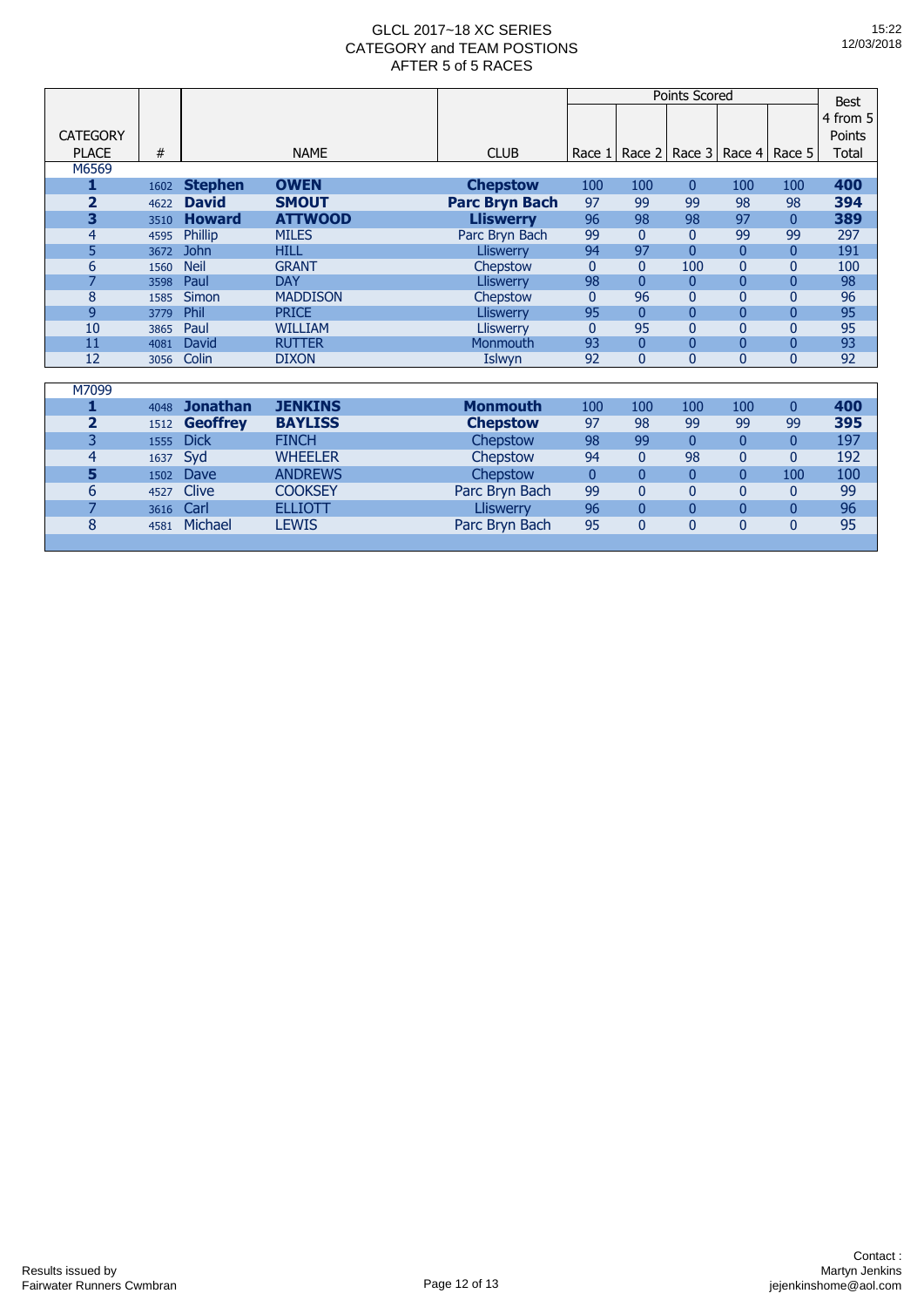# GLCL 2017~18 XC SERIES
## CATEGORY and TEAM POSTIONS
## AFTER 5 of 5 RACES

| CATEGORY PLACE | # | NAME | | CLUB | Points Scored Race 1 | Race 2 | Race 3 | Race 4 | Race 5 | Best 4 from 5 Points Total |
|---|---|---|---|---|---|---|---|---|---|---|
| M6569 | | | | | | | | | | |
| **1** | 1602 | **Stephen** | **OWEN** | **Chepstow** | 100 | 100 | 0 | 100 | 100 | **400** |
| **2** | 4622 | **David** | **SMOUT** | **Parc Bryn Bach** | 97 | 99 | 99 | 98 | 98 | **394** |
| **3** | 3510 | **Howard** | **ATTWOOD** | **Lliswerry** | 96 | 98 | 98 | 97 | 0 | **389** |
| 4 | 4595 | Phillip | MILES | Parc Bryn Bach | 99 | 0 | 0 | 99 | 99 | 297 |
| 5 | 3672 | John | HILL | Lliswerry | 94 | 97 | 0 | 0 | 0 | 191 |
| 6 | 1560 | Neil | GRANT | Chepstow | 0 | 0 | 100 | 0 | 0 | 100 |
| 7 | 3598 | Paul | DAY | Lliswerry | 98 | 0 | 0 | 0 | 0 | 98 |
| 8 | 1585 | Simon | MADDISON | Chepstow | 0 | 96 | 0 | 0 | 0 | 96 |
| 9 | 3779 | Phil | PRICE | Lliswerry | 95 | 0 | 0 | 0 | 0 | 95 |
| 10 | 3865 | Paul | WILLIAM | Lliswerry | 0 | 95 | 0 | 0 | 0 | 95 |
| 11 | 4081 | David | RUTTER | Monmouth | 93 | 0 | 0 | 0 | 0 | 93 |
| 12 | 3056 | Colin | DIXON | Islwyn | 92 | 0 | 0 | 0 | 0 | 92 |

| CATEGORY PLACE | # | NAME | | CLUB | Race 1 | Race 2 | Race 3 | Race 4 | Race 5 | Best 4 from 5 Points Total |
|---|---|---|---|---|---|---|---|---|---|---|
| M7099 | | | | | | | | | | |
| **1** | 4048 | **Jonathan** | **JENKINS** | **Monmouth** | 100 | 100 | 100 | 100 | 0 | **400** |
| **2** | 1512 | **Geoffrey** | **BAYLISS** | **Chepstow** | 97 | 98 | 99 | 99 | 99 | **395** |
| 3 | 1555 | Dick | FINCH | Chepstow | 98 | 99 | 0 | 0 | 0 | 197 |
| 4 | 1637 | Syd | WHEELER | Chepstow | 94 | 0 | 98 | 0 | 0 | 192 |
| 5 | 1502 | Dave | ANDREWS | Chepstow | 0 | 0 | 0 | 0 | 100 | 100 |
| 6 | 4527 | Clive | COOKSEY | Parc Bryn Bach | 99 | 0 | 0 | 0 | 0 | 99 |
| 7 | 3616 | Carl | ELLIOTT | Lliswerry | 96 | 0 | 0 | 0 | 0 | 96 |
| 8 | 4581 | Michael | LEWIS | Parc Bryn Bach | 95 | 0 | 0 | 0 | 0 | 95 |

Results issued by
Fairwater Runners Cwmbran

Contact :
Martyn Jenkins
jejenkinshome@aol.com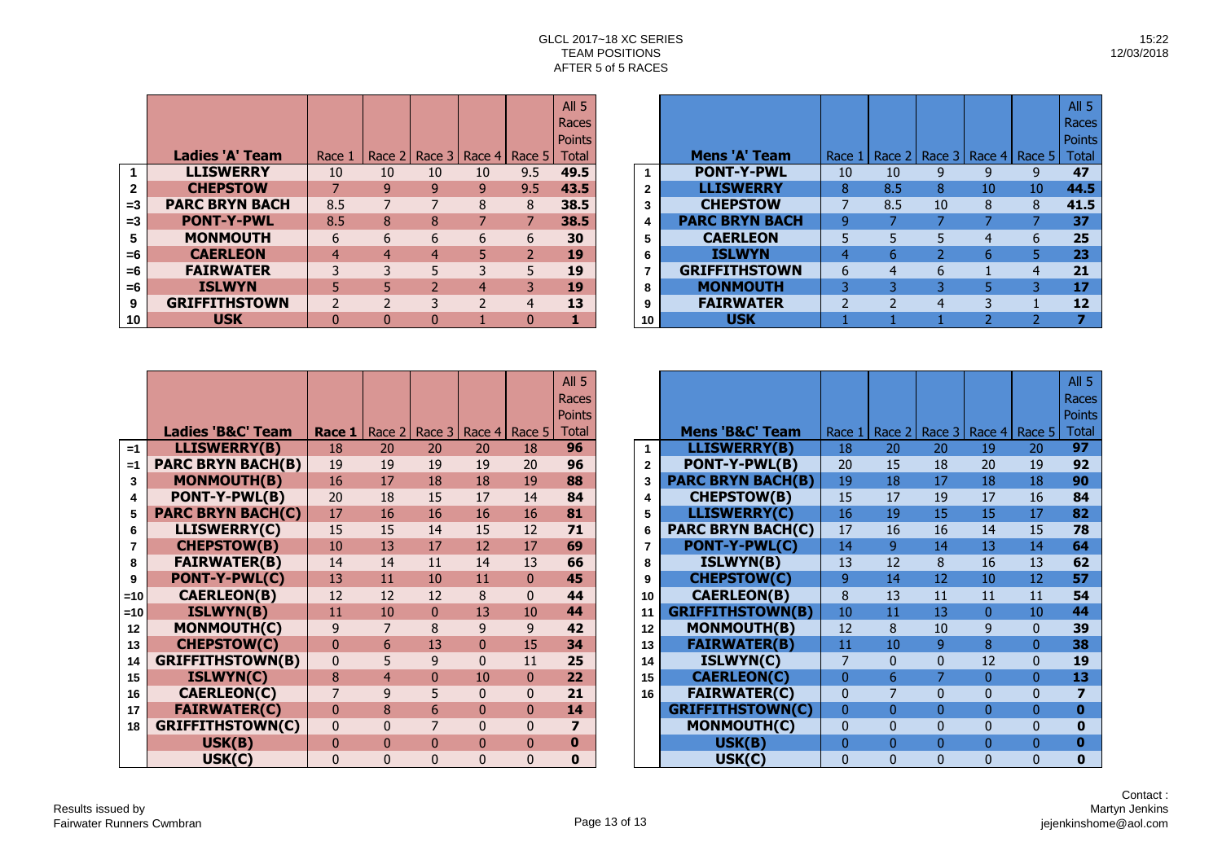GLCL 2017~18 XC SERIES
TEAM POSITIONS
AFTER 5 of 5 RACES

15:22
12/03/2018

| | Ladies 'A' Team | Race 1 | Race 2 | Race 3 | Race 4 | Race 5 | All 5 Races Points Total |
|---|---|---|---|---|---|---|---|
| 1 | LLISWERRY | 10 | 10 | 10 | 10 | 9.5 | 49.5 |
| 2 | CHEPSTOW | 7 | 9 | 9 | 9 | 9.5 | 43.5 |
| =3 | PARC BRYN BACH | 8.5 | 7 | 7 | 8 | 8 | 38.5 |
| =3 | PONT-Y-PWL | 8.5 | 8 | 8 | 7 | 7 | 38.5 |
| 5 | MONMOUTH | 6 | 6 | 6 | 6 | 6 | 30 |
| =6 | CAERLEON | 4 | 4 | 4 | 5 | 2 | 19 |
| =6 | FAIRWATER | 3 | 3 | 5 | 3 | 5 | 19 |
| =6 | ISLWYN | 5 | 5 | 2 | 4 | 3 | 19 |
| 9 | GRIFFITHSTOWN | 2 | 2 | 3 | 2 | 4 | 13 |
| 10 | USK | 0 | 0 | 0 | 1 | 0 | 1 |

| | Mens 'A' Team | Race 1 | Race 2 | Race 3 | Race 4 | Race 5 | All 5 Races Points Total |
|---|---|---|---|---|---|---|---|
| 1 | PONT-Y-PWL | 10 | 10 | 9 | 9 | 9 | 47 |
| 2 | LLISWERRY | 8 | 8.5 | 8 | 10 | 10 | 44.5 |
| 3 | CHEPSTOW | 7 | 8.5 | 10 | 8 | 8 | 41.5 |
| 4 | PARC BRYN BACH | 9 | 7 | 7 | 7 | 7 | 37 |
| 5 | CAERLEON | 5 | 5 | 5 | 4 | 6 | 25 |
| 6 | ISLWYN | 4 | 6 | 2 | 6 | 5 | 23 |
| 7 | GRIFFITHSTOWN | 6 | 4 | 6 | 1 | 4 | 21 |
| 8 | MONMOUTH | 3 | 3 | 3 | 5 | 3 | 17 |
| 9 | FAIRWATER | 2 | 2 | 4 | 3 | 1 | 12 |
| 10 | USK | 1 | 1 | 1 | 2 | 2 | 7 |

| | Ladies 'B&C' Team | Race 1 | Race 2 | Race 3 | Race 4 | Race 5 | All 5 Races Points Total |
|---|---|---|---|---|---|---|---|
| =1 | LLISWERRY(B) | 18 | 20 | 20 | 20 | 18 | 96 |
| =1 | PARC BRYN BACH(B) | 19 | 19 | 19 | 19 | 20 | 96 |
| 3 | MONMOUTH(B) | 16 | 17 | 18 | 18 | 19 | 88 |
| 4 | PONT-Y-PWL(B) | 20 | 18 | 15 | 17 | 14 | 84 |
| 5 | PARC BRYN BACH(C) | 17 | 16 | 16 | 16 | 16 | 81 |
| 6 | LLISWERRY(C) | 15 | 15 | 14 | 15 | 12 | 71 |
| 7 | CHEPSTOW(B) | 10 | 13 | 17 | 12 | 17 | 69 |
| 8 | FAIRWATER(B) | 14 | 14 | 11 | 14 | 13 | 66 |
| 9 | PONT-Y-PWL(C) | 13 | 11 | 10 | 11 | 0 | 45 |
| =10 | CAERLEON(B) | 12 | 12 | 12 | 8 | 0 | 44 |
| =10 | ISLWYN(B) | 11 | 10 | 0 | 13 | 10 | 44 |
| 12 | MONMOUTH(C) | 9 | 7 | 8 | 9 | 9 | 42 |
| 13 | CHEPSTOW(C) | 0 | 6 | 13 | 0 | 15 | 34 |
| 14 | GRIFFITHSTOWN(B) | 0 | 5 | 9 | 0 | 11 | 25 |
| 15 | ISLWYN(C) | 8 | 4 | 0 | 10 | 0 | 22 |
| 16 | CAERLEON(C) | 7 | 9 | 5 | 0 | 0 | 21 |
| 17 | FAIRWATER(C) | 0 | 8 | 6 | 0 | 0 | 14 |
| 18 | GRIFFITHSTOWN(C) | 0 | 0 | 7 | 0 | 0 | 7 |
| | USK(B) | 0 | 0 | 0 | 0 | 0 | 0 |
| | USK(C) | 0 | 0 | 0 | 0 | 0 | 0 |

| | Mens 'B&C' Team | Race 1 | Race 2 | Race 3 | Race 4 | Race 5 | All 5 Races Points Total |
|---|---|---|---|---|---|---|---|
| 1 | LLISWERRY(B) | 18 | 20 | 20 | 19 | 20 | 97 |
| 2 | PONT-Y-PWL(B) | 20 | 15 | 18 | 20 | 19 | 92 |
| 3 | PARC BRYN BACH(B) | 19 | 18 | 17 | 18 | 18 | 90 |
| 4 | CHEPSTOW(B) | 15 | 17 | 19 | 17 | 16 | 84 |
| 5 | LLISWERRY(C) | 16 | 19 | 15 | 15 | 17 | 82 |
| 6 | PARC BRYN BACH(C) | 17 | 16 | 16 | 14 | 15 | 78 |
| 7 | PONT-Y-PWL(C) | 14 | 9 | 14 | 13 | 14 | 64 |
| 8 | ISLWYN(B) | 13 | 12 | 8 | 16 | 13 | 62 |
| 9 | CHEPSTOW(C) | 9 | 14 | 12 | 10 | 12 | 57 |
| 10 | CAERLEON(B) | 8 | 13 | 11 | 11 | 11 | 54 |
| 11 | GRIFFITHSTOWN(B) | 10 | 11 | 13 | 0 | 10 | 44 |
| 12 | MONMOUTH(B) | 12 | 8 | 10 | 9 | 0 | 39 |
| 13 | FAIRWATER(B) | 11 | 10 | 9 | 8 | 0 | 38 |
| 14 | ISLWYN(C) | 7 | 0 | 0 | 12 | 0 | 19 |
| 15 | CAERLEON(C) | 0 | 6 | 7 | 0 | 0 | 13 |
| 16 | FAIRWATER(C) | 0 | 7 | 0 | 0 | 0 | 7 |
| | GRIFFITHSTOWN(C) | 0 | 0 | 0 | 0 | 0 | 0 |
| | MONMOUTH(C) | 0 | 0 | 0 | 0 | 0 | 0 |
| | USK(B) | 0 | 0 | 0 | 0 | 0 | 0 |
| | USK(C) | 0 | 0 | 0 | 0 | 0 | 0 |

Results issued by
Fairwater Runners Cwmbran

Contact :
Martyn Jenkins
jejenkinshome@aol.com